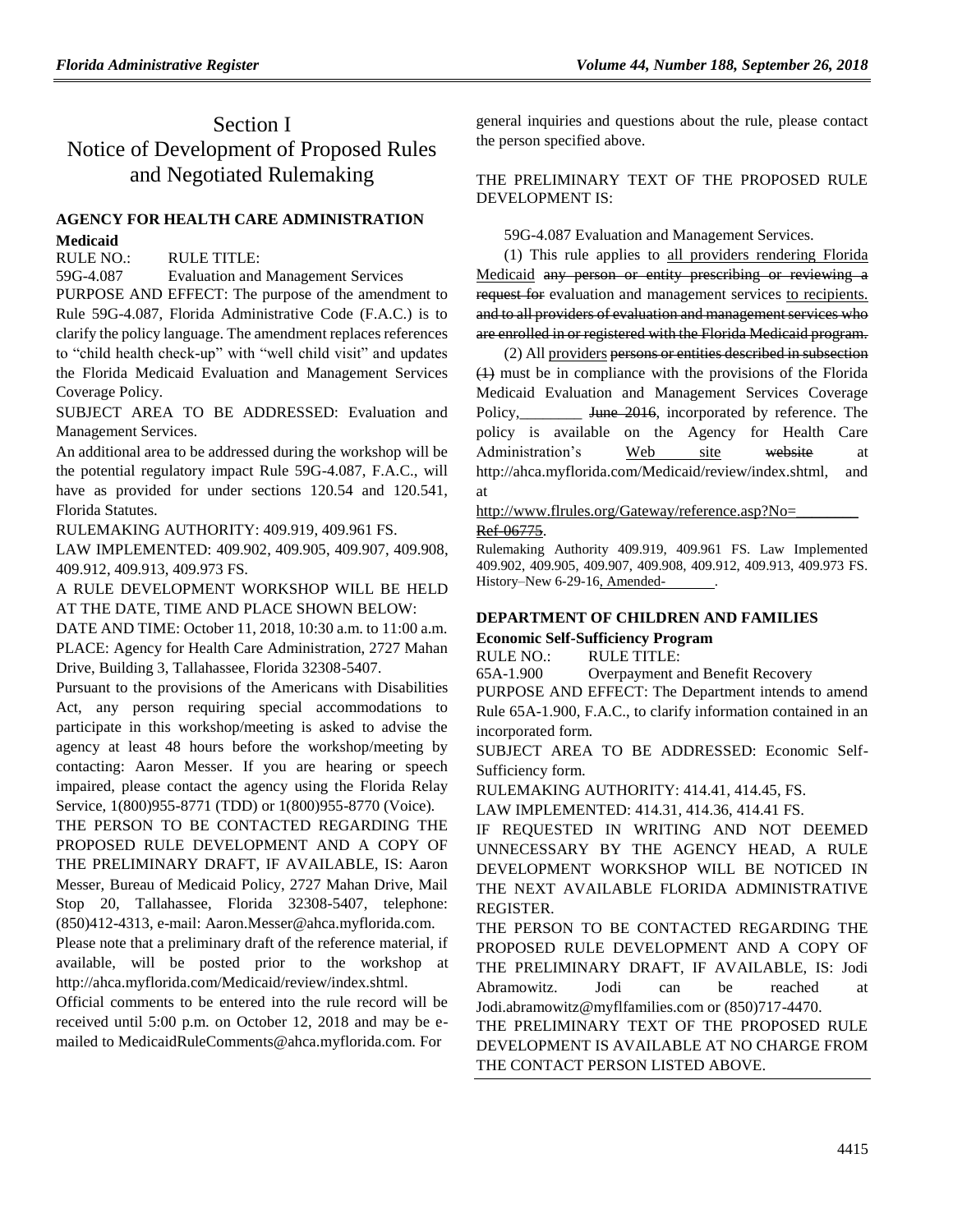# Section I
# Notice of Development of Proposed Rules and Negotiated Rulemaking

## AGENCY FOR HEALTH CARE ADMINISTRATION

### Medicaid

RULE NO.: RULE TITLE:

59G-4.087 Evaluation and Management Services

PURPOSE AND EFFECT: The purpose of the amendment to Rule 59G-4.087, Florida Administrative Code (F.A.C.) is to clarify the policy language. The amendment replaces references to "child health check-up" with "well child visit" and updates the Florida Medicaid Evaluation and Management Services Coverage Policy.

SUBJECT AREA TO BE ADDRESSED: Evaluation and Management Services.

An additional area to be addressed during the workshop will be the potential regulatory impact Rule 59G-4.087, F.A.C., will have as provided for under sections 120.54 and 120.541, Florida Statutes.

RULEMAKING AUTHORITY: 409.919, 409.961 FS.

LAW IMPLEMENTED: 409.902, 409.905, 409.907, 409.908, 409.912, 409.913, 409.973 FS.

A RULE DEVELOPMENT WORKSHOP WILL BE HELD AT THE DATE, TIME AND PLACE SHOWN BELOW:

DATE AND TIME: October 11, 2018, 10:30 a.m. to 11:00 a.m.

PLACE: Agency for Health Care Administration, 2727 Mahan Drive, Building 3, Tallahassee, Florida 32308-5407.

Pursuant to the provisions of the Americans with Disabilities Act, any person requiring special accommodations to participate in this workshop/meeting is asked to advise the agency at least 48 hours before the workshop/meeting by contacting: Aaron Messer. If you are hearing or speech impaired, please contact the agency using the Florida Relay Service, 1(800)955-8771 (TDD) or 1(800)955-8770 (Voice).

THE PERSON TO BE CONTACTED REGARDING THE PROPOSED RULE DEVELOPMENT AND A COPY OF THE PRELIMINARY DRAFT, IF AVAILABLE, IS: Aaron Messer, Bureau of Medicaid Policy, 2727 Mahan Drive, Mail Stop 20, Tallahassee, Florida 32308-5407, telephone: (850)412-4313, e-mail: Aaron.Messer@ahca.myflorida.com.

Please note that a preliminary draft of the reference material, if available, will be posted prior to the workshop at http://ahca.myflorida.com/Medicaid/review/index.shtml.

Official comments to be entered into the rule record will be received until 5:00 p.m. on October 12, 2018 and may be e-mailed to MedicaidRuleComments@ahca.myflorida.com. For general inquiries and questions about the rule, please contact the person specified above.

THE PRELIMINARY TEXT OF THE PROPOSED RULE DEVELOPMENT IS:

59G-4.087 Evaluation and Management Services.

(1) This rule applies to <u>all providers rendering Florida Medicaid</u> ~~any person or entity prescribing or reviewing a request for~~ evaluation and management services <u>to recipients.</u> ~~and to all providers of evaluation and management services who are enrolled in or registered with the Florida Medicaid program.~~

(2) All <u>providers</u> ~~persons or entities described in subsection (1)~~ must be in compliance with the provisions of the Florida Medicaid Evaluation and Management Services Coverage Policy,\_\_\_\_\_\_\_\_ ~~June 2016~~, incorporated by reference. The policy is available on the Agency for Health Care Administration's <u>Web site</u> ~~website~~ at http://ahca.myflorida.com/Medicaid/review/index.shtml, and at <u>http://www.flrules.org/Gateway/reference.asp?No=\_\_\_\_\_\_\_\_</u> ~~Ref-06775~~.

Rulemaking Authority 409.919, 409.961 FS. Law Implemented 409.902, 409.905, 409.907, 409.908, 409.912, 409.913, 409.973 FS. History–New 6-29-16<u>, Amended-\_\_\_\_\_\_\_</u>.

## DEPARTMENT OF CHILDREN AND FAMILIES

### Economic Self-Sufficiency Program

RULE NO.: RULE TITLE:

65A-1.900 Overpayment and Benefit Recovery

PURPOSE AND EFFECT: The Department intends to amend Rule 65A-1.900, F.A.C., to clarify information contained in an incorporated form.

SUBJECT AREA TO BE ADDRESSED: Economic Self-Sufficiency form.

RULEMAKING AUTHORITY: 414.41, 414.45, FS.

LAW IMPLEMENTED: 414.31, 414.36, 414.41 FS.

IF REQUESTED IN WRITING AND NOT DEEMED UNNECESSARY BY THE AGENCY HEAD, A RULE DEVELOPMENT WORKSHOP WILL BE NOTICED IN THE NEXT AVAILABLE FLORIDA ADMINISTRATIVE REGISTER.

THE PERSON TO BE CONTACTED REGARDING THE PROPOSED RULE DEVELOPMENT AND A COPY OF THE PRELIMINARY DRAFT, IF AVAILABLE, IS: Jodi Abramowitz. Jodi can be reached at Jodi.abramowitz@myflfamilies.com or (850)717-4470.

THE PRELIMINARY TEXT OF THE PROPOSED RULE DEVELOPMENT IS AVAILABLE AT NO CHARGE FROM THE CONTACT PERSON LISTED ABOVE.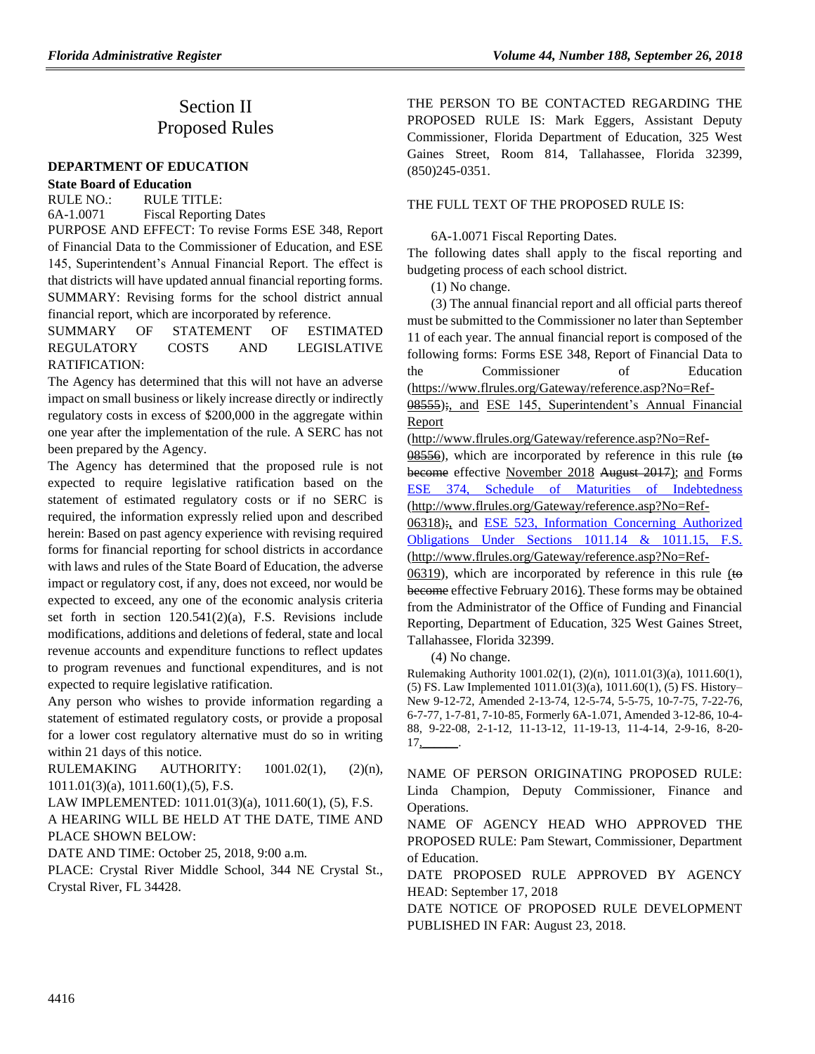# Section II
# Proposed Rules

## DEPARTMENT OF EDUCATION

### State Board of Education

RULE NO.: RULE TITLE:

6A-1.0071 Fiscal Reporting Dates

PURPOSE AND EFFECT: To revise Forms ESE 348, Report of Financial Data to the Commissioner of Education, and ESE 145, Superintendent's Annual Financial Report. The effect is that districts will have updated annual financial reporting forms.

SUMMARY: Revising forms for the school district annual financial report, which are incorporated by reference.

SUMMARY OF STATEMENT OF ESTIMATED REGULATORY COSTS AND LEGISLATIVE RATIFICATION:

The Agency has determined that this will not have an adverse impact on small business or likely increase directly or indirectly regulatory costs in excess of $200,000 in the aggregate within one year after the implementation of the rule. A SERC has not been prepared by the Agency.

The Agency has determined that the proposed rule is not expected to require legislative ratification based on the statement of estimated regulatory costs or if no SERC is required, the information expressly relied upon and described herein: Based on past agency experience with revising required forms for financial reporting for school districts in accordance with laws and rules of the State Board of Education, the adverse impact or regulatory cost, if any, does not exceed, nor would be expected to exceed, any one of the economic analysis criteria set forth in section 120.541(2)(a), F.S. Revisions include modifications, additions and deletions of federal, state and local revenue accounts and expenditure functions to reflect updates to program revenues and functional expenditures, and is not expected to require legislative ratification.

Any person who wishes to provide information regarding a statement of estimated regulatory costs, or provide a proposal for a lower cost regulatory alternative must do so in writing within 21 days of this notice.

RULEMAKING AUTHORITY: 1001.02(1), (2)(n), 1011.01(3)(a), 1011.60(1),(5), F.S.

LAW IMPLEMENTED: 1011.01(3)(a), 1011.60(1), (5), F.S.

A HEARING WILL BE HELD AT THE DATE, TIME AND PLACE SHOWN BELOW:

DATE AND TIME: October 25, 2018, 9:00 a.m.

PLACE: Crystal River Middle School, 344 NE Crystal St., Crystal River, FL 34428.

THE PERSON TO BE CONTACTED REGARDING THE PROPOSED RULE IS: Mark Eggers, Assistant Deputy Commissioner, Florida Department of Education, 325 West Gaines Street, Room 814, Tallahassee, Florida 32399, (850)245-0351.

THE FULL TEXT OF THE PROPOSED RULE IS:

6A-1.0071 Fiscal Reporting Dates.

The following dates shall apply to the fiscal reporting and budgeting process of each school district.

(1) No change.

(3) The annual financial report and all official parts thereof must be submitted to the Commissioner no later than September 11 of each year. The annual financial report is composed of the following forms: Forms ESE 348, Report of Financial Data to the Commissioner of Education (https://www.flrules.org/Gateway/reference.asp?No=Ref-08555);, and ESE 145, Superintendent's Annual Financial Report (http://www.flrules.org/Gateway/reference.asp?No=Ref-08556), which are incorporated by reference in this rule (to become effective November 2018 August 2017); and Forms ESE 374, Schedule of Maturities of Indebtedness (http://www.flrules.org/Gateway/reference.asp?No=Ref-06318);, and ESE 523, Information Concerning Authorized Obligations Under Sections 1011.14 & 1011.15, F.S. (http://www.flrules.org/Gateway/reference.asp?No=Ref-06319), which are incorporated by reference in this rule (to become effective February 2016). These forms may be obtained from the Administrator of the Office of Funding and Financial Reporting, Department of Education, 325 West Gaines Street, Tallahassee, Florida 32399.

(4) No change.

Rulemaking Authority 1001.02(1), (2)(n), 1011.01(3)(a), 1011.60(1), (5) FS. Law Implemented 1011.01(3)(a), 1011.60(1), (5) FS. History–New 9-12-72, Amended 2-13-74, 12-5-74, 5-5-75, 10-7-75, 7-22-76, 6-7-77, 1-7-81, 7-10-85, Formerly 6A-1.071, Amended 3-12-86, 10-4-88, 9-22-08, 2-1-12, 11-13-12, 11-19-13, 11-4-14, 2-9-16, 8-20-17,\_\_\_\_\_\_.

NAME OF PERSON ORIGINATING PROPOSED RULE: Linda Champion, Deputy Commissioner, Finance and Operations.

NAME OF AGENCY HEAD WHO APPROVED THE PROPOSED RULE: Pam Stewart, Commissioner, Department of Education.

DATE PROPOSED RULE APPROVED BY AGENCY HEAD: September 17, 2018

DATE NOTICE OF PROPOSED RULE DEVELOPMENT PUBLISHED IN FAR: August 23, 2018.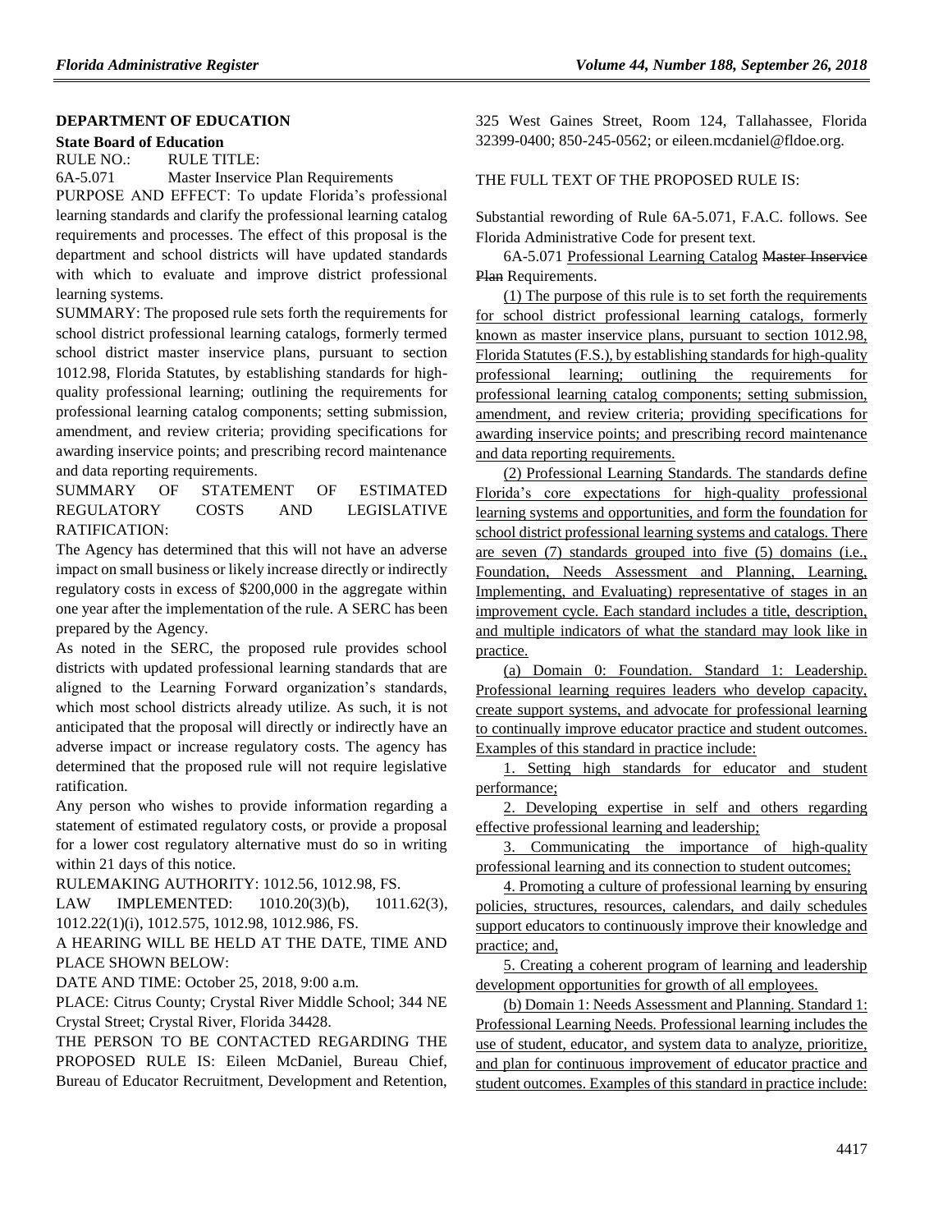## DEPARTMENT OF EDUCATION

### State Board of Education

RULE NO.: RULE TITLE:

6A-5.071 Master Inservice Plan Requirements

PURPOSE AND EFFECT: To update Florida's professional learning standards and clarify the professional learning catalog requirements and processes. The effect of this proposal is the department and school districts will have updated standards with which to evaluate and improve district professional learning systems.

SUMMARY: The proposed rule sets forth the requirements for school district professional learning catalogs, formerly termed school district master inservice plans, pursuant to section 1012.98, Florida Statutes, by establishing standards for high-quality professional learning; outlining the requirements for professional learning catalog components; setting submission, amendment, and review criteria; providing specifications for awarding inservice points; and prescribing record maintenance and data reporting requirements.

SUMMARY OF STATEMENT OF ESTIMATED REGULATORY COSTS AND LEGISLATIVE RATIFICATION:

The Agency has determined that this will not have an adverse impact on small business or likely increase directly or indirectly regulatory costs in excess of $200,000 in the aggregate within one year after the implementation of the rule. A SERC has been prepared by the Agency.

As noted in the SERC, the proposed rule provides school districts with updated professional learning standards that are aligned to the Learning Forward organization's standards, which most school districts already utilize. As such, it is not anticipated that the proposal will directly or indirectly have an adverse impact or increase regulatory costs. The agency has determined that the proposed rule will not require legislative ratification.

Any person who wishes to provide information regarding a statement of estimated regulatory costs, or provide a proposal for a lower cost regulatory alternative must do so in writing within 21 days of this notice.

RULEMAKING AUTHORITY: 1012.56, 1012.98, FS.

LAW IMPLEMENTED: 1010.20(3)(b), 1011.62(3), 1012.22(1)(i), 1012.575, 1012.98, 1012.986, FS.

A HEARING WILL BE HELD AT THE DATE, TIME AND PLACE SHOWN BELOW:

DATE AND TIME: October 25, 2018, 9:00 a.m.

PLACE: Citrus County; Crystal River Middle School; 344 NE Crystal Street; Crystal River, Florida 34428.

THE PERSON TO BE CONTACTED REGARDING THE PROPOSED RULE IS: Eileen McDaniel, Bureau Chief, Bureau of Educator Recruitment, Development and Retention, 325 West Gaines Street, Room 124, Tallahassee, Florida 32399-0400; 850-245-0562; or eileen.mcdaniel@fldoe.org.

THE FULL TEXT OF THE PROPOSED RULE IS:

Substantial rewording of Rule 6A-5.071, F.A.C. follows. See Florida Administrative Code for present text.

6A-5.071 Professional Learning Catalog ~~Master Inservice Plan~~ Requirements.

(1) The purpose of this rule is to set forth the requirements for school district professional learning catalogs, formerly known as master inservice plans, pursuant to section 1012.98, Florida Statutes (F.S.), by establishing standards for high-quality professional learning; outlining the requirements for professional learning catalog components; setting submission, amendment, and review criteria; providing specifications for awarding inservice points; and prescribing record maintenance and data reporting requirements.

(2) Professional Learning Standards. The standards define Florida's core expectations for high-quality professional learning systems and opportunities, and form the foundation for school district professional learning systems and catalogs. There are seven (7) standards grouped into five (5) domains (i.e., Foundation, Needs Assessment and Planning, Learning, Implementing, and Evaluating) representative of stages in an improvement cycle. Each standard includes a title, description, and multiple indicators of what the standard may look like in practice.

(a) Domain 0: Foundation. Standard 1: Leadership. Professional learning requires leaders who develop capacity, create support systems, and advocate for professional learning to continually improve educator practice and student outcomes. Examples of this standard in practice include:

1. Setting high standards for educator and student performance;

2. Developing expertise in self and others regarding effective professional learning and leadership;

3. Communicating the importance of high-quality professional learning and its connection to student outcomes;

4. Promoting a culture of professional learning by ensuring policies, structures, resources, calendars, and daily schedules support educators to continuously improve their knowledge and practice; and,

5. Creating a coherent program of learning and leadership development opportunities for growth of all employees.

(b) Domain 1: Needs Assessment and Planning. Standard 1: Professional Learning Needs. Professional learning includes the use of student, educator, and system data to analyze, prioritize, and plan for continuous improvement of educator practice and student outcomes. Examples of this standard in practice include: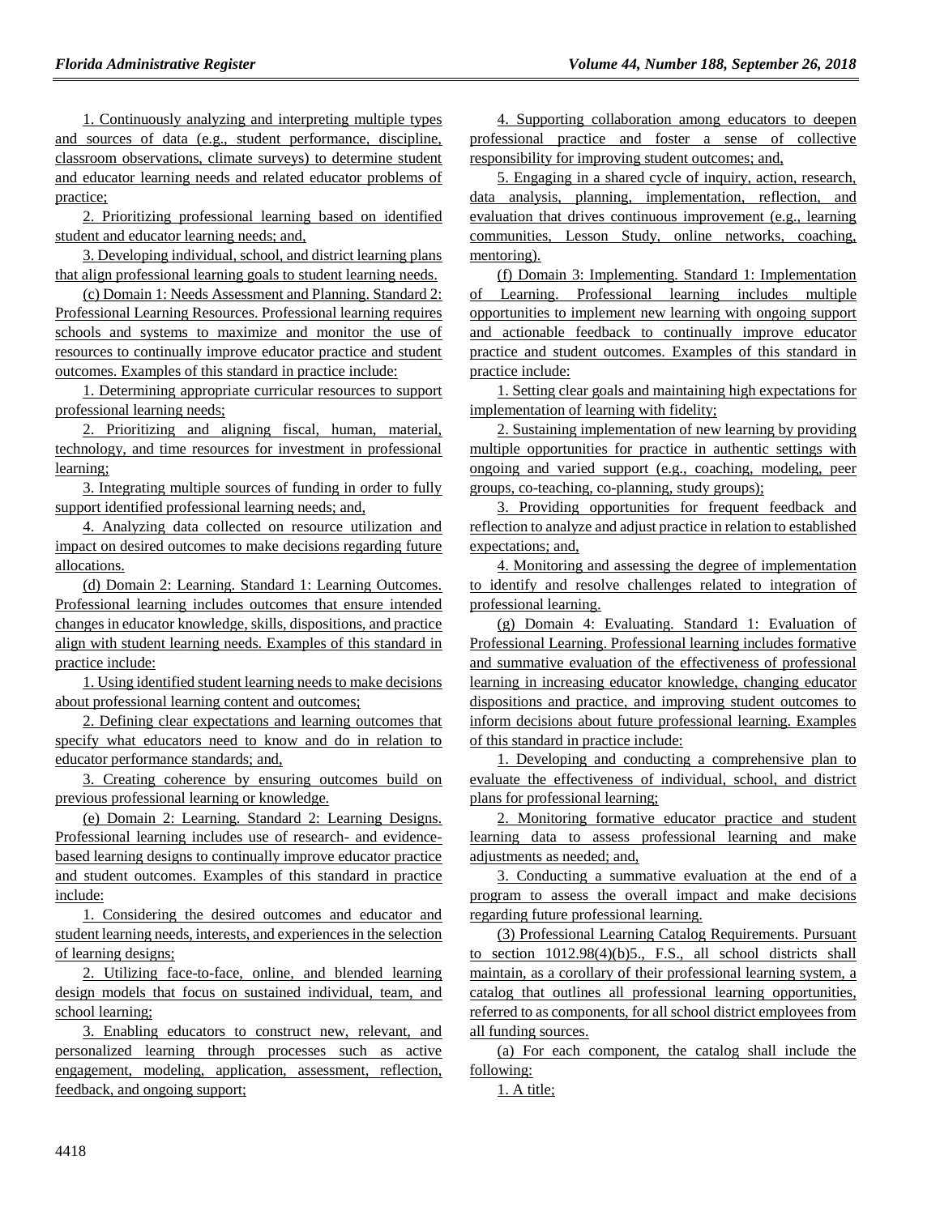1. Continuously analyzing and interpreting multiple types and sources of data (e.g., student performance, discipline, classroom observations, climate surveys) to determine student and educator learning needs and related educator problems of practice;

2. Prioritizing professional learning based on identified student and educator learning needs; and,

3. Developing individual, school, and district learning plans that align professional learning goals to student learning needs.

(c) Domain 1: Needs Assessment and Planning. Standard 2: Professional Learning Resources. Professional learning requires schools and systems to maximize and monitor the use of resources to continually improve educator practice and student outcomes. Examples of this standard in practice include:

1. Determining appropriate curricular resources to support professional learning needs;

2. Prioritizing and aligning fiscal, human, material, technology, and time resources for investment in professional learning;

3. Integrating multiple sources of funding in order to fully support identified professional learning needs; and,

4. Analyzing data collected on resource utilization and impact on desired outcomes to make decisions regarding future allocations.

(d) Domain 2: Learning. Standard 1: Learning Outcomes. Professional learning includes outcomes that ensure intended changes in educator knowledge, skills, dispositions, and practice align with student learning needs. Examples of this standard in practice include:

1. Using identified student learning needs to make decisions about professional learning content and outcomes;

2. Defining clear expectations and learning outcomes that specify what educators need to know and do in relation to educator performance standards; and,

3. Creating coherence by ensuring outcomes build on previous professional learning or knowledge.

(e) Domain 2: Learning. Standard 2: Learning Designs. Professional learning includes use of research- and evidence-based learning designs to continually improve educator practice and student outcomes. Examples of this standard in practice include:

1. Considering the desired outcomes and educator and student learning needs, interests, and experiences in the selection of learning designs;

2. Utilizing face-to-face, online, and blended learning design models that focus on sustained individual, team, and school learning;

3. Enabling educators to construct new, relevant, and personalized learning through processes such as active engagement, modeling, application, assessment, reflection, feedback, and ongoing support;

4. Supporting collaboration among educators to deepen professional practice and foster a sense of collective responsibility for improving student outcomes; and,

5. Engaging in a shared cycle of inquiry, action, research, data analysis, planning, implementation, reflection, and evaluation that drives continuous improvement (e.g., learning communities, Lesson Study, online networks, coaching, mentoring).

(f) Domain 3: Implementing. Standard 1: Implementation of Learning. Professional learning includes multiple opportunities to implement new learning with ongoing support and actionable feedback to continually improve educator practice and student outcomes. Examples of this standard in practice include:

1. Setting clear goals and maintaining high expectations for implementation of learning with fidelity;

2. Sustaining implementation of new learning by providing multiple opportunities for practice in authentic settings with ongoing and varied support (e.g., coaching, modeling, peer groups, co-teaching, co-planning, study groups);

3. Providing opportunities for frequent feedback and reflection to analyze and adjust practice in relation to established expectations; and,

4. Monitoring and assessing the degree of implementation to identify and resolve challenges related to integration of professional learning.

(g) Domain 4: Evaluating. Standard 1: Evaluation of Professional Learning. Professional learning includes formative and summative evaluation of the effectiveness of professional learning in increasing educator knowledge, changing educator dispositions and practice, and improving student outcomes to inform decisions about future professional learning. Examples of this standard in practice include:

1. Developing and conducting a comprehensive plan to evaluate the effectiveness of individual, school, and district plans for professional learning;

2. Monitoring formative educator practice and student learning data to assess professional learning and make adjustments as needed; and,

3. Conducting a summative evaluation at the end of a program to assess the overall impact and make decisions regarding future professional learning.

(3) Professional Learning Catalog Requirements. Pursuant to section 1012.98(4)(b)5., F.S., all school districts shall maintain, as a corollary of their professional learning system, a catalog that outlines all professional learning opportunities, referred to as components, for all school district employees from all funding sources.

(a) For each component, the catalog shall include the following:

1. A title;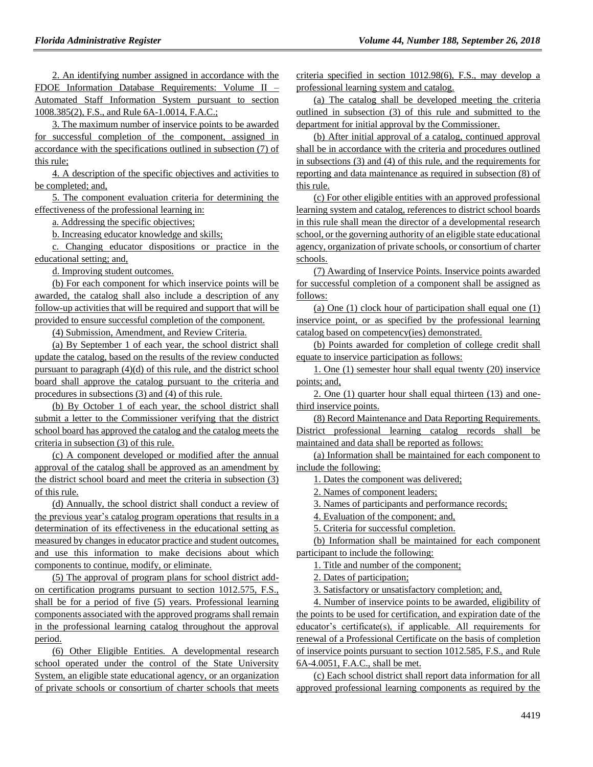2. An identifying number assigned in accordance with the FDOE Information Database Requirements: Volume II – Automated Staff Information System pursuant to section 1008.385(2), F.S., and Rule 6A-1.0014, F.A.C.;

3. The maximum number of inservice points to be awarded for successful completion of the component, assigned in accordance with the specifications outlined in subsection (7) of this rule;

4. A description of the specific objectives and activities to be completed; and,

5. The component evaluation criteria for determining the effectiveness of the professional learning in:

a. Addressing the specific objectives;

b. Increasing educator knowledge and skills;

c. Changing educator dispositions or practice in the educational setting; and,

d. Improving student outcomes.

(b) For each component for which inservice points will be awarded, the catalog shall also include a description of any follow-up activities that will be required and support that will be provided to ensure successful completion of the component.

(4) Submission, Amendment, and Review Criteria.

(a) By September 1 of each year, the school district shall update the catalog, based on the results of the review conducted pursuant to paragraph (4)(d) of this rule, and the district school board shall approve the catalog pursuant to the criteria and procedures in subsections (3) and (4) of this rule.

(b) By October 1 of each year, the school district shall submit a letter to the Commissioner verifying that the district school board has approved the catalog and the catalog meets the criteria in subsection (3) of this rule.

(c) A component developed or modified after the annual approval of the catalog shall be approved as an amendment by the district school board and meet the criteria in subsection (3) of this rule.

(d) Annually, the school district shall conduct a review of the previous year's catalog program operations that results in a determination of its effectiveness in the educational setting as measured by changes in educator practice and student outcomes, and use this information to make decisions about which components to continue, modify, or eliminate.

(5) The approval of program plans for school district add-on certification programs pursuant to section 1012.575, F.S., shall be for a period of five (5) years. Professional learning components associated with the approved programs shall remain in the professional learning catalog throughout the approval period.

(6) Other Eligible Entities. A developmental research school operated under the control of the State University System, an eligible state educational agency, or an organization of private schools or consortium of charter schools that meets criteria specified in section 1012.98(6), F.S., may develop a professional learning system and catalog.

(a) The catalog shall be developed meeting the criteria outlined in subsection (3) of this rule and submitted to the department for initial approval by the Commissioner.

(b) After initial approval of a catalog, continued approval shall be in accordance with the criteria and procedures outlined in subsections (3) and (4) of this rule, and the requirements for reporting and data maintenance as required in subsection (8) of this rule.

(c) For other eligible entities with an approved professional learning system and catalog, references to district school boards in this rule shall mean the director of a developmental research school, or the governing authority of an eligible state educational agency, organization of private schools, or consortium of charter schools.

(7) Awarding of Inservice Points. Inservice points awarded for successful completion of a component shall be assigned as follows:

(a) One (1) clock hour of participation shall equal one (1) inservice point, or as specified by the professional learning catalog based on competency(ies) demonstrated.

(b) Points awarded for completion of college credit shall equate to inservice participation as follows:

1. One (1) semester hour shall equal twenty (20) inservice points; and,

2. One (1) quarter hour shall equal thirteen (13) and one-third inservice points.

(8) Record Maintenance and Data Reporting Requirements. District professional learning catalog records shall be maintained and data shall be reported as follows:

(a) Information shall be maintained for each component to include the following:

1. Dates the component was delivered;

2. Names of component leaders;

3. Names of participants and performance records;

4. Evaluation of the component; and,

5. Criteria for successful completion.

(b) Information shall be maintained for each component participant to include the following:

1. Title and number of the component;

2. Dates of participation;

3. Satisfactory or unsatisfactory completion; and,

4. Number of inservice points to be awarded, eligibility of the points to be used for certification, and expiration date of the educator's certificate(s), if applicable. All requirements for renewal of a Professional Certificate on the basis of completion of inservice points pursuant to section 1012.585, F.S., and Rule 6A-4.0051, F.A.C., shall be met.

(c) Each school district shall report data information for all approved professional learning components as required by the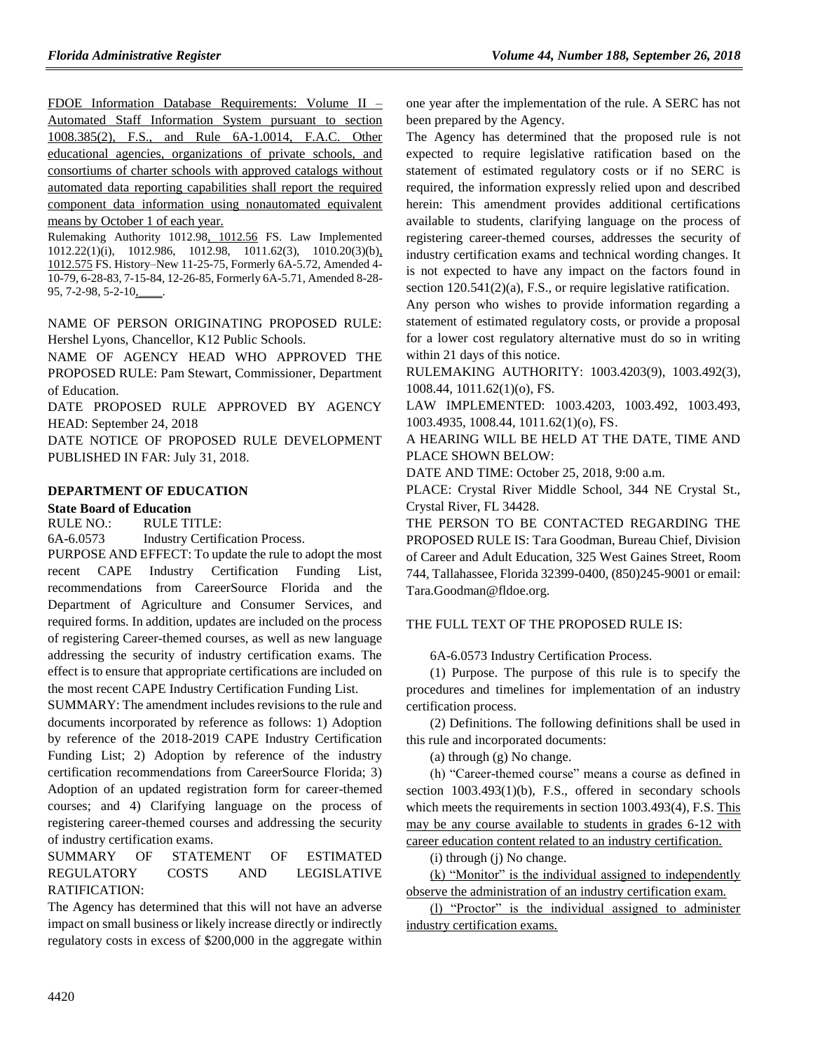FDOE Information Database Requirements: Volume II – Automated Staff Information System pursuant to section 1008.385(2), F.S., and Rule 6A-1.0014, F.A.C. Other educational agencies, organizations of private schools, and consortiums of charter schools with approved catalogs without automated data reporting capabilities shall report the required component data information using nonautomated equivalent means by October 1 of each year.

Rulemaking Authority 1012.98, 1012.56 FS. Law Implemented 1012.22(1)(i), 1012.986, 1012.98, 1011.62(3), 1010.20(3)(b), 1012.575 FS. History–New 11-25-75, Formerly 6A-5.72, Amended 4-10-79, 6-28-83, 7-15-84, 12-26-85, Formerly 6A-5.71, Amended 8-28-95, 7-2-98, 5-2-10, ____.

NAME OF PERSON ORIGINATING PROPOSED RULE: Hershel Lyons, Chancellor, K12 Public Schools.

NAME OF AGENCY HEAD WHO APPROVED THE PROPOSED RULE: Pam Stewart, Commissioner, Department of Education.

DATE PROPOSED RULE APPROVED BY AGENCY HEAD: September 24, 2018

DATE NOTICE OF PROPOSED RULE DEVELOPMENT PUBLISHED IN FAR: July 31, 2018.

## DEPARTMENT OF EDUCATION

### State Board of Education

RULE NO.: RULE TITLE:

6A-6.0573 Industry Certification Process.

PURPOSE AND EFFECT: To update the rule to adopt the most recent CAPE Industry Certification Funding List, recommendations from CareerSource Florida and the Department of Agriculture and Consumer Services, and required forms. In addition, updates are included on the process of registering Career-themed courses, as well as new language addressing the security of industry certification exams. The effect is to ensure that appropriate certifications are included on the most recent CAPE Industry Certification Funding List.

SUMMARY: The amendment includes revisions to the rule and documents incorporated by reference as follows: 1) Adoption by reference of the 2018-2019 CAPE Industry Certification Funding List; 2) Adoption by reference of the industry certification recommendations from CareerSource Florida; 3) Adoption of an updated registration form for career-themed courses; and 4) Clarifying language on the process of registering career-themed courses and addressing the security of industry certification exams.

SUMMARY OF STATEMENT OF ESTIMATED REGULATORY COSTS AND LEGISLATIVE RATIFICATION:

The Agency has determined that this will not have an adverse impact on small business or likely increase directly or indirectly regulatory costs in excess of $200,000 in the aggregate within one year after the implementation of the rule. A SERC has not been prepared by the Agency.

The Agency has determined that the proposed rule is not expected to require legislative ratification based on the statement of estimated regulatory costs or if no SERC is required, the information expressly relied upon and described herein: This amendment provides additional certifications available to students, clarifying language on the process of registering career-themed courses, addresses the security of industry certification exams and technical wording changes. It is not expected to have any impact on the factors found in section 120.541(2)(a), F.S., or require legislative ratification.

Any person who wishes to provide information regarding a statement of estimated regulatory costs, or provide a proposal for a lower cost regulatory alternative must do so in writing within 21 days of this notice.

RULEMAKING AUTHORITY: 1003.4203(9), 1003.492(3), 1008.44, 1011.62(1)(o), FS.

LAW IMPLEMENTED: 1003.4203, 1003.492, 1003.493, 1003.4935, 1008.44, 1011.62(1)(o), FS.

A HEARING WILL BE HELD AT THE DATE, TIME AND PLACE SHOWN BELOW:

DATE AND TIME: October 25, 2018, 9:00 a.m.

PLACE: Crystal River Middle School, 344 NE Crystal St., Crystal River, FL 34428.

THE PERSON TO BE CONTACTED REGARDING THE PROPOSED RULE IS: Tara Goodman, Bureau Chief, Division of Career and Adult Education, 325 West Gaines Street, Room 744, Tallahassee, Florida 32399-0400, (850)245-9001 or email: Tara.Goodman@fldoe.org.

THE FULL TEXT OF THE PROPOSED RULE IS:

6A-6.0573 Industry Certification Process.

(1) Purpose. The purpose of this rule is to specify the procedures and timelines for implementation of an industry certification process.

(2) Definitions. The following definitions shall be used in this rule and incorporated documents:

(a) through (g) No change.

(h) "Career-themed course" means a course as defined in section 1003.493(1)(b), F.S., offered in secondary schools which meets the requirements in section 1003.493(4), F.S. This may be any course available to students in grades 6-12 with career education content related to an industry certification.

(i) through (j) No change.

(k) "Monitor" is the individual assigned to independently observe the administration of an industry certification exam.

(l) "Proctor" is the individual assigned to administer industry certification exams.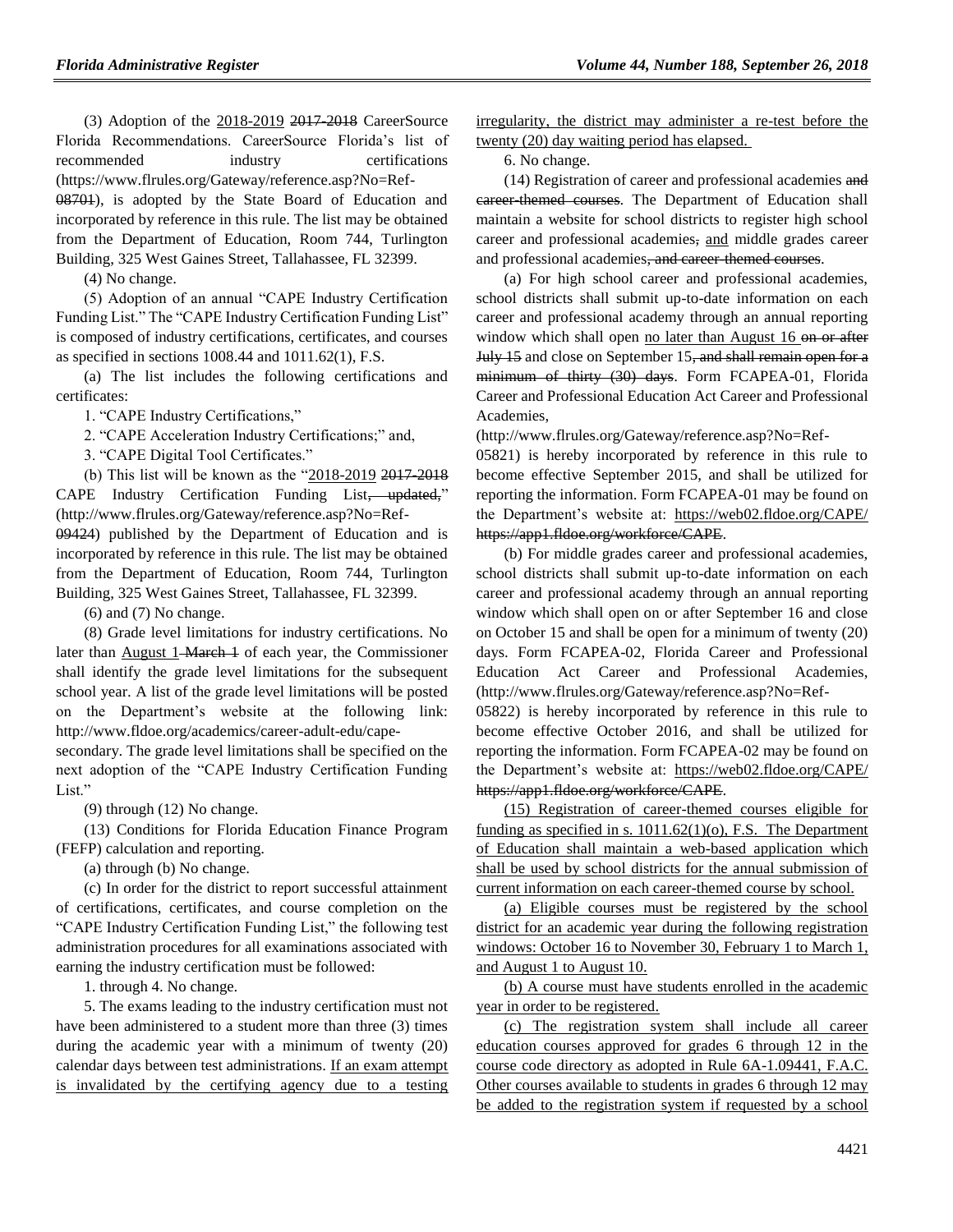(3) Adoption of the 2018-2019 ~~2017-2018~~ CareerSource Florida Recommendations. CareerSource Florida's list of recommended industry certifications (https://www.flrules.org/Gateway/reference.asp?No=Ref-~~08701~~), is adopted by the State Board of Education and incorporated by reference in this rule. The list may be obtained from the Department of Education, Room 744, Turlington Building, 325 West Gaines Street, Tallahassee, FL 32399.

(4) No change.

(5) Adoption of an annual "CAPE Industry Certification Funding List." The "CAPE Industry Certification Funding List" is composed of industry certifications, certificates, and courses as specified in sections 1008.44 and 1011.62(1), F.S.

(a) The list includes the following certifications and certificates:

1. "CAPE Industry Certifications,"

2. "CAPE Acceleration Industry Certifications;" and,

3. "CAPE Digital Tool Certificates."

(b) This list will be known as the "2018-2019 ~~2017-2018~~ CAPE Industry Certification Funding List~~, updated,~~" (http://www.flrules.org/Gateway/reference.asp?No=Ref-~~09424~~) published by the Department of Education and is incorporated by reference in this rule. The list may be obtained from the Department of Education, Room 744, Turlington Building, 325 West Gaines Street, Tallahassee, FL 32399.

(6) and (7) No change.

(8) Grade level limitations for industry certifications. No later than August 1 ~~March 1~~ of each year, the Commissioner shall identify the grade level limitations for the subsequent school year. A list of the grade level limitations will be posted on the Department's website at the following link: http://www.fldoe.org/academics/career-adult-edu/cape-secondary. The grade level limitations shall be specified on the next adoption of the "CAPE Industry Certification Funding List."

(9) through (12) No change.

(13) Conditions for Florida Education Finance Program (FEFP) calculation and reporting.

(a) through (b) No change.

(c) In order for the district to report successful attainment of certifications, certificates, and course completion on the "CAPE Industry Certification Funding List," the following test administration procedures for all examinations associated with earning the industry certification must be followed:

1. through 4. No change.

5. The exams leading to the industry certification must not have been administered to a student more than three (3) times during the academic year with a minimum of twenty (20) calendar days between test administrations. If an exam attempt is invalidated by the certifying agency due to a testing irregularity, the district may administer a re-test before the twenty (20) day waiting period has elapsed.

6. No change.

(14) Registration of career and professional academies ~~and career-themed courses~~. The Department of Education shall maintain a website for school districts to register high school career and professional academies~~,~~ and middle grades career and professional academies~~, and career-themed courses~~.

(a) For high school career and professional academies, school districts shall submit up-to-date information on each career and professional academy through an annual reporting window which shall open no later than August 16 ~~on or after July 15~~ and close on September 15~~, and shall remain open for a minimum of thirty (30) days~~. Form FCAPEA-01, Florida Career and Professional Education Act Career and Professional Academies, (http://www.flrules.org/Gateway/reference.asp?No=Ref-05821) is hereby incorporated by reference in this rule to become effective September 2015, and shall be utilized for reporting the information. Form FCAPEA-01 may be found on the Department's website at: https://web02.fldoe.org/CAPE/ ~~https://app1.fldoe.org/workforce/CAPE~~.

(b) For middle grades career and professional academies, school districts shall submit up-to-date information on each career and professional academy through an annual reporting window which shall open on or after September 16 and close on October 15 and shall be open for a minimum of twenty (20) days. Form FCAPEA-02, Florida Career and Professional Education Act Career and Professional Academies, (http://www.flrules.org/Gateway/reference.asp?No=Ref-05822) is hereby incorporated by reference in this rule to become effective October 2016, and shall be utilized for reporting the information. Form FCAPEA-02 may be found on the Department's website at: https://web02.fldoe.org/CAPE/ ~~https://app1.fldoe.org/workforce/CAPE~~.

(15) Registration of career-themed courses eligible for funding as specified in s. 1011.62(1)(o), F.S. The Department of Education shall maintain a web-based application which shall be used by school districts for the annual submission of current information on each career-themed course by school.

(a) Eligible courses must be registered by the school district for an academic year during the following registration windows: October 16 to November 30, February 1 to March 1, and August 1 to August 10.

(b) A course must have students enrolled in the academic year in order to be registered.

(c) The registration system shall include all career education courses approved for grades 6 through 12 in the course code directory as adopted in Rule 6A-1.09441, F.A.C. Other courses available to students in grades 6 through 12 may be added to the registration system if requested by a school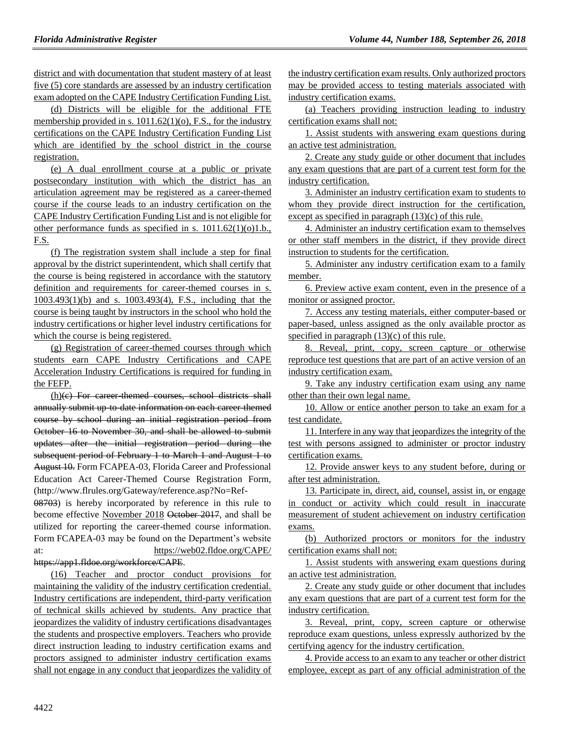district and with documentation that student mastery of at least five (5) core standards are assessed by an industry certification exam adopted on the CAPE Industry Certification Funding List.

(d) Districts will be eligible for the additional FTE membership provided in s. 1011.62(1)(o), F.S., for the industry certifications on the CAPE Industry Certification Funding List which are identified by the school district in the course registration.

(e) A dual enrollment course at a public or private postsecondary institution with which the district has an articulation agreement may be registered as a career-themed course if the course leads to an industry certification on the CAPE Industry Certification Funding List and is not eligible for other performance funds as specified in s. 1011.62(1)(o)1.b., F.S.

(f) The registration system shall include a step for final approval by the district superintendent, which shall certify that the course is being registered in accordance with the statutory definition and requirements for career-themed courses in s. 1003.493(1)(b) and s. 1003.493(4), F.S., including that the course is being taught by instructors in the school who hold the industry certifications or higher level industry certifications for which the course is being registered.

(g) Registration of career-themed courses through which students earn CAPE Industry Certifications and CAPE Acceleration Industry Certifications is required for funding in the FEFP.

(h)~~(c) For career-themed courses, school districts shall annually submit up-to-date information on each career-themed course by school during an initial registration period from October 16 to November 30, and shall be allowed to submit updates after the initial registration period during the subsequent period of February 1 to March 1 and August 1 to August 10.~~ Form FCAPEA-03, Florida Career and Professional Education Act Career-Themed Course Registration Form, (http://www.flrules.org/Gateway/reference.asp?No=Ref-08703) is hereby incorporated by reference in this rule to become effective November 2018 ~~October 2017~~, and shall be utilized for reporting the career-themed course information. Form FCAPEA-03 may be found on the Department's website at: https://web02.fldoe.org/CAPE/ ~~https://app1.fldoe.org/workforce/CAPE~~.

(16) Teacher and proctor conduct provisions for maintaining the validity of the industry certification credential. Industry certifications are independent, third-party verification of technical skills achieved by students. Any practice that jeopardizes the validity of industry certifications disadvantages the students and prospective employers. Teachers who provide direct instruction leading to industry certification exams and proctors assigned to administer industry certification exams shall not engage in any conduct that jeopardizes the validity of the industry certification exam results. Only authorized proctors may be provided access to testing materials associated with industry certification exams.

(a) Teachers providing instruction leading to industry certification exams shall not:

1. Assist students with answering exam questions during an active test administration.

2. Create any study guide or other document that includes any exam questions that are part of a current test form for the industry certification.

3. Administer an industry certification exam to students to whom they provide direct instruction for the certification, except as specified in paragraph (13)(c) of this rule.

4. Administer an industry certification exam to themselves or other staff members in the district, if they provide direct instruction to students for the certification.

5. Administer any industry certification exam to a family member.

6. Preview active exam content, even in the presence of a monitor or assigned proctor.

7. Access any testing materials, either computer-based or paper-based, unless assigned as the only available proctor as specified in paragraph (13)(c) of this rule.

8. Reveal, print, copy, screen capture or otherwise reproduce test questions that are part of an active version of an industry certification exam.

9. Take any industry certification exam using any name other than their own legal name.

10. Allow or entice another person to take an exam for a test candidate.

11. Interfere in any way that jeopardizes the integrity of the test with persons assigned to administer or proctor industry certification exams.

12. Provide answer keys to any student before, during or after test administration.

13. Participate in, direct, aid, counsel, assist in, or engage in conduct or activity which could result in inaccurate measurement of student achievement on industry certification exams.

(b) Authorized proctors or monitors for the industry certification exams shall not:

1. Assist students with answering exam questions during an active test administration.

2. Create any study guide or other document that includes any exam questions that are part of a current test form for the industry certification.

3. Reveal, print, copy, screen capture or otherwise reproduce exam questions, unless expressly authorized by the certifying agency for the industry certification.

4. Provide access to an exam to any teacher or other district employee, except as part of any official administration of the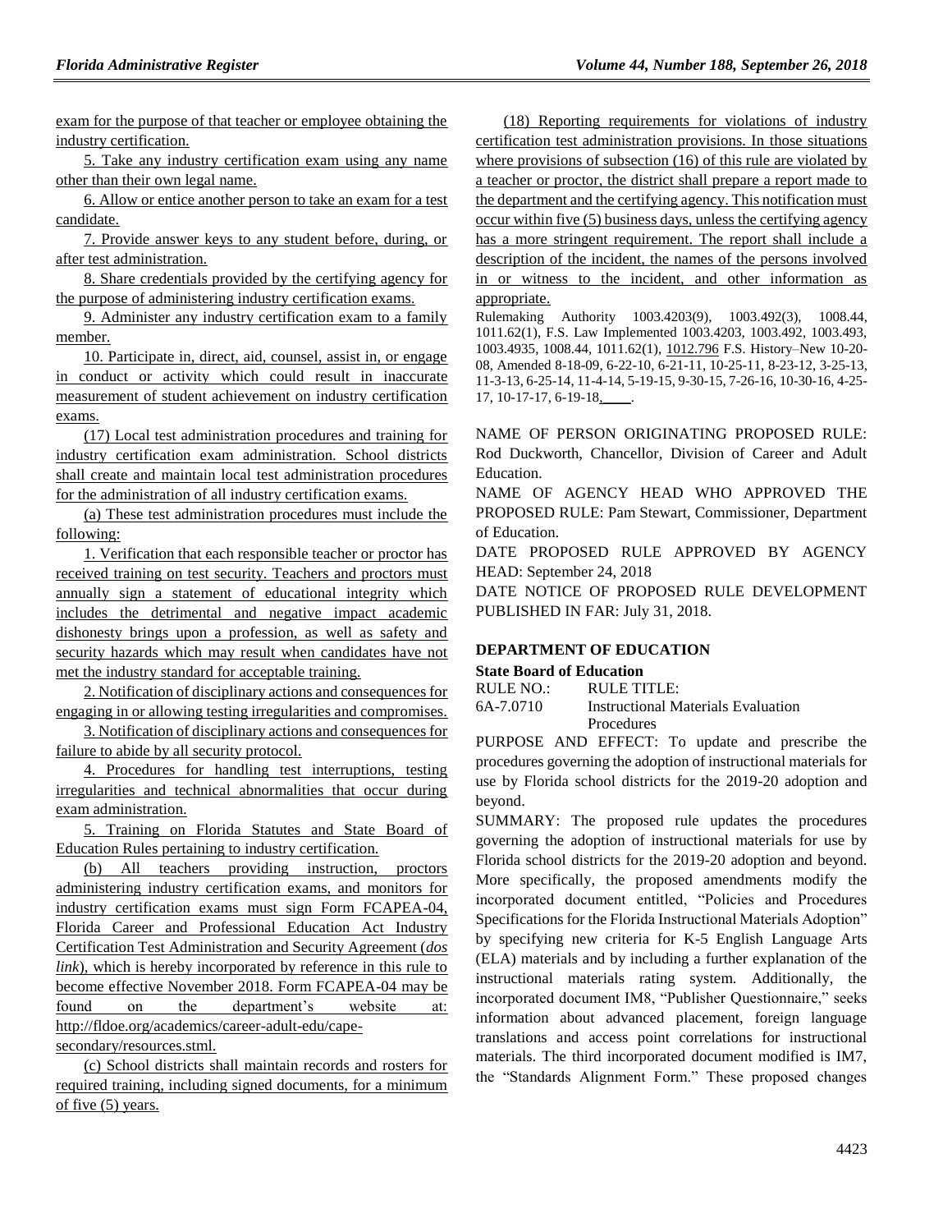exam for the purpose of that teacher or employee obtaining the industry certification.

5. Take any industry certification exam using any name other than their own legal name.

6. Allow or entice another person to take an exam for a test candidate.

7. Provide answer keys to any student before, during, or after test administration.

8. Share credentials provided by the certifying agency for the purpose of administering industry certification exams.

9. Administer any industry certification exam to a family member.

10. Participate in, direct, aid, counsel, assist in, or engage in conduct or activity which could result in inaccurate measurement of student achievement on industry certification exams.

(17) Local test administration procedures and training for industry certification exam administration. School districts shall create and maintain local test administration procedures for the administration of all industry certification exams.

(a) These test administration procedures must include the following:

1. Verification that each responsible teacher or proctor has received training on test security. Teachers and proctors must annually sign a statement of educational integrity which includes the detrimental and negative impact academic dishonesty brings upon a profession, as well as safety and security hazards which may result when candidates have not met the industry standard for acceptable training.

2. Notification of disciplinary actions and consequences for engaging in or allowing testing irregularities and compromises.

3. Notification of disciplinary actions and consequences for failure to abide by all security protocol.

4. Procedures for handling test interruptions, testing irregularities and technical abnormalities that occur during exam administration.

5. Training on Florida Statutes and State Board of Education Rules pertaining to industry certification.

(b) All teachers providing instruction, proctors administering industry certification exams, and monitors for industry certification exams must sign Form FCAPEA-04, Florida Career and Professional Education Act Industry Certification Test Administration and Security Agreement (*dos link*), which is hereby incorporated by reference in this rule to become effective November 2018. Form FCAPEA-04 may be found on the department's website at: http://fldoe.org/academics/career-adult-edu/cape-secondary/resources.stml.

(c) School districts shall maintain records and rosters for required training, including signed documents, for a minimum of five (5) years.

(18) Reporting requirements for violations of industry certification test administration provisions. In those situations where provisions of subsection (16) of this rule are violated by a teacher or proctor, the district shall prepare a report made to the department and the certifying agency. This notification must occur within five (5) business days, unless the certifying agency has a more stringent requirement. The report shall include a description of the incident, the names of the persons involved in or witness to the incident, and other information as appropriate.

Rulemaking Authority 1003.4203(9), 1003.492(3), 1008.44, 1011.62(1), F.S. Law Implemented 1003.4203, 1003.492, 1003.493, 1003.4935, 1008.44, 1011.62(1), 1012.796 F.S. History–New 10-20-08, Amended 8-18-09, 6-22-10, 6-21-11, 10-25-11, 8-23-12, 3-25-13, 11-3-13, 6-25-14, 11-4-14, 5-19-15, 9-30-15, 7-26-16, 10-30-16, 4-25-17, 10-17-17, 6-19-18, ____.

NAME OF PERSON ORIGINATING PROPOSED RULE: Rod Duckworth, Chancellor, Division of Career and Adult Education.

NAME OF AGENCY HEAD WHO APPROVED THE PROPOSED RULE: Pam Stewart, Commissioner, Department of Education.

DATE PROPOSED RULE APPROVED BY AGENCY HEAD: September 24, 2018

DATE NOTICE OF PROPOSED RULE DEVELOPMENT PUBLISHED IN FAR: July 31, 2018.

## DEPARTMENT OF EDUCATION

### State Board of Education

RULE NO.: RULE TITLE:

6A-7.0710 Instructional Materials Evaluation Procedures

PURPOSE AND EFFECT: To update and prescribe the procedures governing the adoption of instructional materials for use by Florida school districts for the 2019-20 adoption and beyond.

SUMMARY: The proposed rule updates the procedures governing the adoption of instructional materials for use by Florida school districts for the 2019-20 adoption and beyond. More specifically, the proposed amendments modify the incorporated document entitled, "Policies and Procedures Specifications for the Florida Instructional Materials Adoption" by specifying new criteria for K-5 English Language Arts (ELA) materials and by including a further explanation of the instructional materials rating system. Additionally, the incorporated document IM8, "Publisher Questionnaire," seeks information about advanced placement, foreign language translations and access point correlations for instructional materials. The third incorporated document modified is IM7, the "Standards Alignment Form." These proposed changes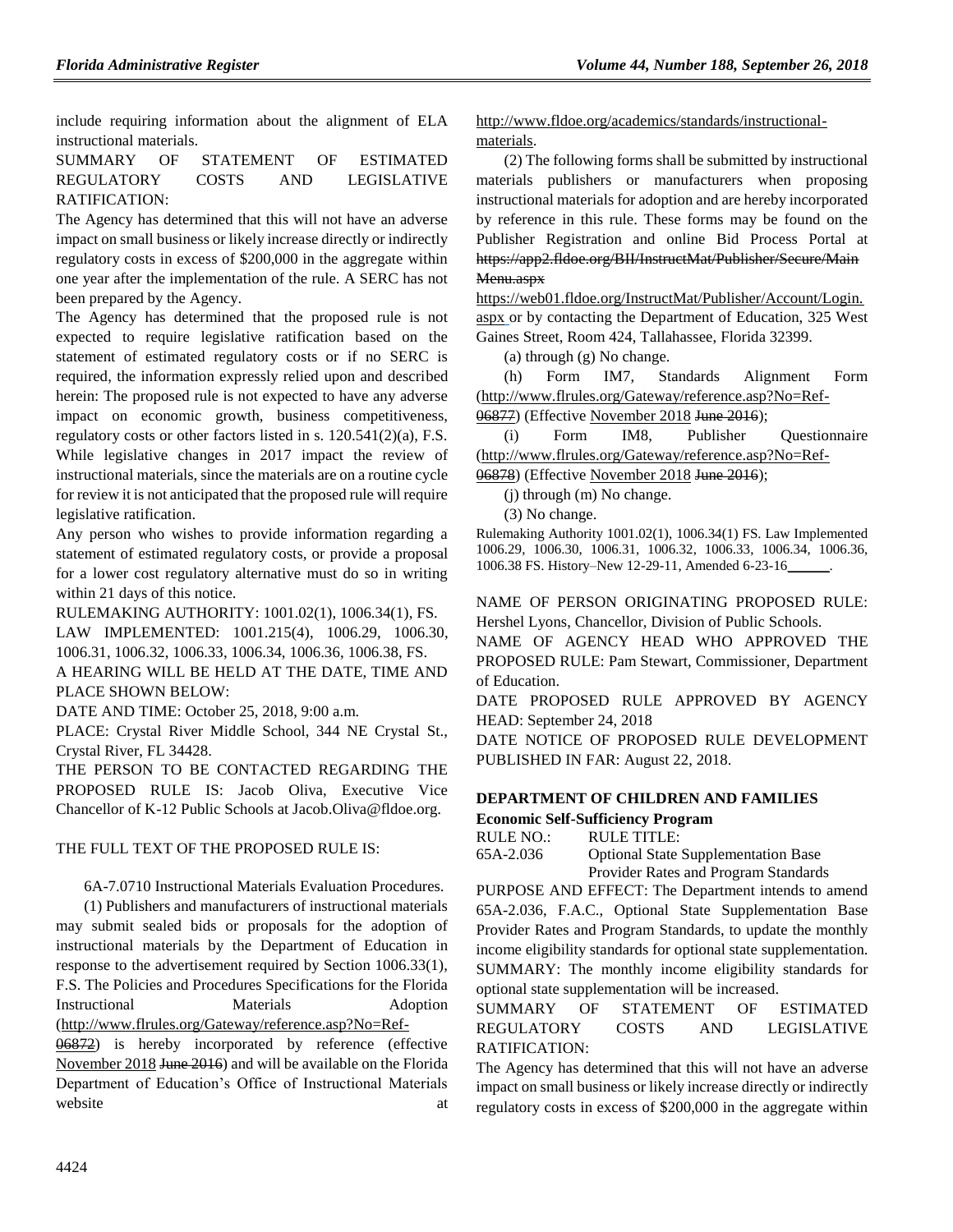include requiring information about the alignment of ELA instructional materials.

SUMMARY OF STATEMENT OF ESTIMATED REGULATORY COSTS AND LEGISLATIVE RATIFICATION:

The Agency has determined that this will not have an adverse impact on small business or likely increase directly or indirectly regulatory costs in excess of $200,000 in the aggregate within one year after the implementation of the rule. A SERC has not been prepared by the Agency.

The Agency has determined that the proposed rule is not expected to require legislative ratification based on the statement of estimated regulatory costs or if no SERC is required, the information expressly relied upon and described herein: The proposed rule is not expected to have any adverse impact on economic growth, business competitiveness, regulatory costs or other factors listed in s. 120.541(2)(a), F.S. While legislative changes in 2017 impact the review of instructional materials, since the materials are on a routine cycle for review it is not anticipated that the proposed rule will require legislative ratification.

Any person who wishes to provide information regarding a statement of estimated regulatory costs, or provide a proposal for a lower cost regulatory alternative must do so in writing within 21 days of this notice.

RULEMAKING AUTHORITY: 1001.02(1), 1006.34(1), FS.

LAW IMPLEMENTED: 1001.215(4), 1006.29, 1006.30, 1006.31, 1006.32, 1006.33, 1006.34, 1006.36, 1006.38, FS.

A HEARING WILL BE HELD AT THE DATE, TIME AND PLACE SHOWN BELOW:

DATE AND TIME: October 25, 2018, 9:00 a.m.

PLACE: Crystal River Middle School, 344 NE Crystal St., Crystal River, FL 34428.

THE PERSON TO BE CONTACTED REGARDING THE PROPOSED RULE IS: Jacob Oliva, Executive Vice Chancellor of K-12 Public Schools at Jacob.Oliva@fldoe.org.

THE FULL TEXT OF THE PROPOSED RULE IS:

6A-7.0710 Instructional Materials Evaluation Procedures.

(1) Publishers and manufacturers of instructional materials may submit sealed bids or proposals for the adoption of instructional materials by the Department of Education in response to the advertisement required by Section 1006.33(1), F.S. The Policies and Procedures Specifications for the Florida Instructional Materials Adoption (http://www.flrules.org/Gateway/reference.asp?No=Ref-06872) is hereby incorporated by reference (effective November 2018 ~~June 2016~~) and will be available on the Florida Department of Education's Office of Instructional Materials website at http://www.fldoe.org/academics/standards/instructional-materials.

(2) The following forms shall be submitted by instructional materials publishers or manufacturers when proposing instructional materials for adoption and are hereby incorporated by reference in this rule. These forms may be found on the Publisher Registration and online Bid Process Portal at ~~https://app2.fldoe.org/BII/InstructMat/Publisher/Secure/MainMenu.aspx~~ https://web01.fldoe.org/InstructMat/Publisher/Account/Login.aspx or by contacting the Department of Education, 325 West Gaines Street, Room 424, Tallahassee, Florida 32399.

(a) through (g) No change.

(h) Form IM7, Standards Alignment Form (http://www.flrules.org/Gateway/reference.asp?No=Ref-06877) (Effective November 2018 ~~June 2016~~);

(i) Form IM8, Publisher Questionnaire (http://www.flrules.org/Gateway/reference.asp?No=Ref-06878) (Effective November 2018 ~~June 2016~~);

(j) through (m) No change.

(3) No change.

Rulemaking Authority 1001.02(1), 1006.34(1) FS. Law Implemented 1006.29, 1006.30, 1006.31, 1006.32, 1006.33, 1006.34, 1006.36, 1006.38 FS. History–New 12-29-11, Amended 6-23-16\_\_\_\_\_\_.

NAME OF PERSON ORIGINATING PROPOSED RULE: Hershel Lyons, Chancellor, Division of Public Schools.

NAME OF AGENCY HEAD WHO APPROVED THE PROPOSED RULE: Pam Stewart, Commissioner, Department of Education.

DATE PROPOSED RULE APPROVED BY AGENCY HEAD: September 24, 2018

DATE NOTICE OF PROPOSED RULE DEVELOPMENT PUBLISHED IN FAR: August 22, 2018.

## DEPARTMENT OF CHILDREN AND FAMILIES

### Economic Self-Sufficiency Program

RULE NO.: RULE TITLE:

65A-2.036 Optional State Supplementation Base Provider Rates and Program Standards

PURPOSE AND EFFECT: The Department intends to amend 65A-2.036, F.A.C., Optional State Supplementation Base Provider Rates and Program Standards, to update the monthly income eligibility standards for optional state supplementation.

SUMMARY: The monthly income eligibility standards for optional state supplementation will be increased.

SUMMARY OF STATEMENT OF ESTIMATED REGULATORY COSTS AND LEGISLATIVE RATIFICATION:

The Agency has determined that this will not have an adverse impact on small business or likely increase directly or indirectly regulatory costs in excess of $200,000 in the aggregate within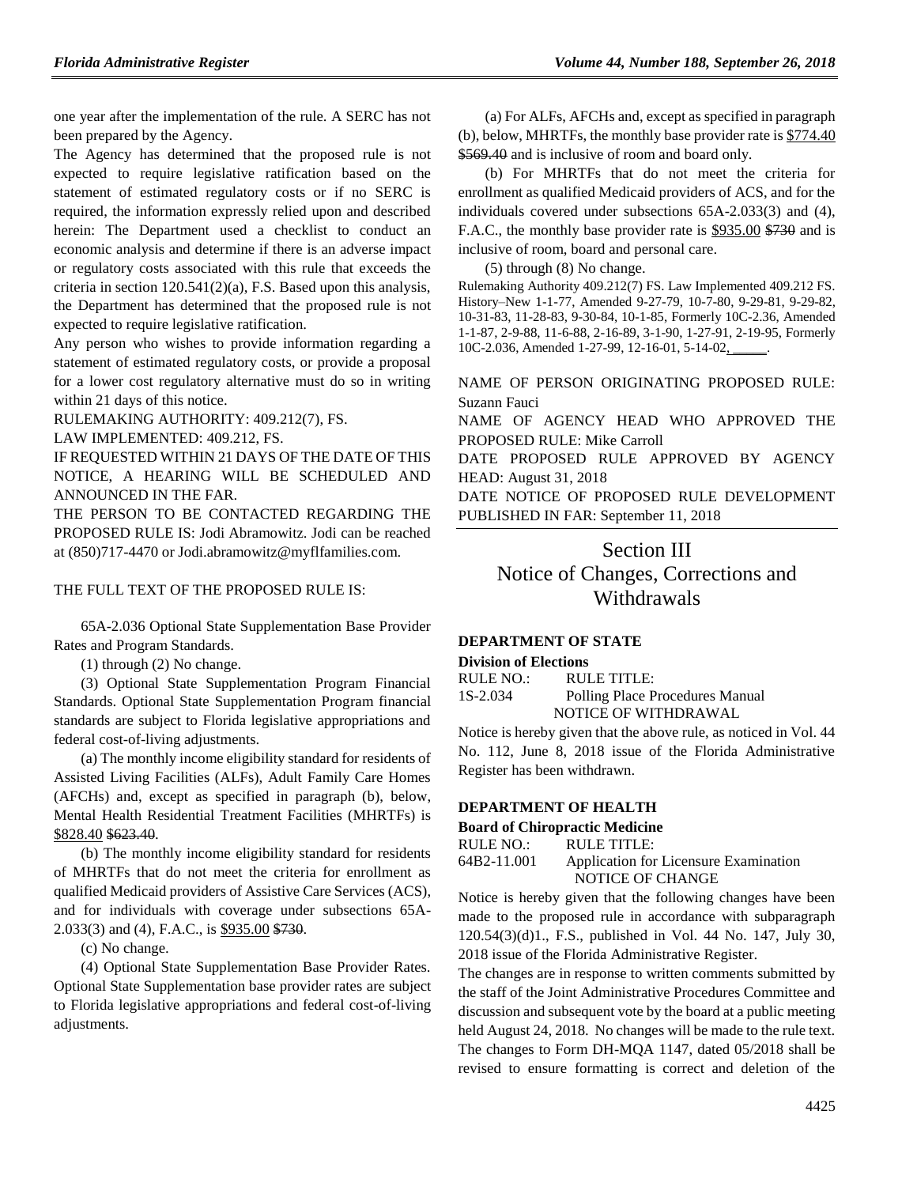one year after the implementation of the rule. A SERC has not been prepared by the Agency.

The Agency has determined that the proposed rule is not expected to require legislative ratification based on the statement of estimated regulatory costs or if no SERC is required, the information expressly relied upon and described herein: The Department used a checklist to conduct an economic analysis and determine if there is an adverse impact or regulatory costs associated with this rule that exceeds the criteria in section 120.541(2)(a), F.S. Based upon this analysis, the Department has determined that the proposed rule is not expected to require legislative ratification.

Any person who wishes to provide information regarding a statement of estimated regulatory costs, or provide a proposal for a lower cost regulatory alternative must do so in writing within 21 days of this notice.

RULEMAKING AUTHORITY: 409.212(7), FS.

LAW IMPLEMENTED: 409.212, FS.

IF REQUESTED WITHIN 21 DAYS OF THE DATE OF THIS NOTICE, A HEARING WILL BE SCHEDULED AND ANNOUNCED IN THE FAR.

THE PERSON TO BE CONTACTED REGARDING THE PROPOSED RULE IS: Jodi Abramowitz. Jodi can be reached at (850)717-4470 or Jodi.abramowitz@myflfamilies.com.

THE FULL TEXT OF THE PROPOSED RULE IS:

65A-2.036 Optional State Supplementation Base Provider Rates and Program Standards.

(1) through (2) No change.

(3) Optional State Supplementation Program Financial Standards. Optional State Supplementation Program financial standards are subject to Florida legislative appropriations and federal cost-of-living adjustments.

(a) The monthly income eligibility standard for residents of Assisted Living Facilities (ALFs), Adult Family Care Homes (AFCHs) and, except as specified in paragraph (b), below, Mental Health Residential Treatment Facilities (MHRTFs) is <u>$828.40</u> ~~$623.40~~.

(b) The monthly income eligibility standard for residents of MHRTFs that do not meet the criteria for enrollment as qualified Medicaid providers of Assistive Care Services (ACS), and for individuals with coverage under subsections 65A-2.033(3) and (4), F.A.C., is <u>$935.00</u> ~~$730~~.

(c) No change.

(4) Optional State Supplementation Base Provider Rates. Optional State Supplementation base provider rates are subject to Florida legislative appropriations and federal cost-of-living adjustments.

(a) For ALFs, AFCHs and, except as specified in paragraph (b), below, MHRTFs, the monthly base provider rate is <u>$774.40</u> ~~$569.40~~ and is inclusive of room and board only.

(b) For MHRTFs that do not meet the criteria for enrollment as qualified Medicaid providers of ACS, and for the individuals covered under subsections 65A-2.033(3) and (4), F.A.C., the monthly base provider rate is <u>$935.00</u> ~~$730~~ and is inclusive of room, board and personal care.

(5) through (8) No change.

Rulemaking Authority 409.212(7) FS. Law Implemented 409.212 FS. History–New 1-1-77, Amended 9-27-79, 10-7-80, 9-29-81, 9-29-82, 10-31-83, 11-28-83, 9-30-84, 10-1-85, Formerly 10C-2.36, Amended 1-1-87, 2-9-88, 11-6-88, 2-16-89, 3-1-90, 1-27-91, 2-19-95, Formerly 10C-2.036, Amended 1-27-99, 12-16-01, 5-14-02, ______.

NAME OF PERSON ORIGINATING PROPOSED RULE: Suzann Fauci

NAME OF AGENCY HEAD WHO APPROVED THE PROPOSED RULE: Mike Carroll

DATE PROPOSED RULE APPROVED BY AGENCY HEAD: August 31, 2018

DATE NOTICE OF PROPOSED RULE DEVELOPMENT PUBLISHED IN FAR: September 11, 2018

# Section III Notice of Changes, Corrections and Withdrawals

### DEPARTMENT OF STATE

**Division of Elections**

RULE NO.: RULE TITLE:

1S-2.034 Polling Place Procedures Manual

NOTICE OF WITHDRAWAL

Notice is hereby given that the above rule, as noticed in Vol. 44 No. 112, June 8, 2018 issue of the Florida Administrative Register has been withdrawn.

### DEPARTMENT OF HEALTH

**Board of Chiropractic Medicine**

RULE NO.: RULE TITLE:

64B2-11.001 Application for Licensure Examination

NOTICE OF CHANGE

Notice is hereby given that the following changes have been made to the proposed rule in accordance with subparagraph 120.54(3)(d)1., F.S., published in Vol. 44 No. 147, July 30, 2018 issue of the Florida Administrative Register.

The changes are in response to written comments submitted by the staff of the Joint Administrative Procedures Committee and discussion and subsequent vote by the board at a public meeting held August 24, 2018. No changes will be made to the rule text. The changes to Form DH-MQA 1147, dated 05/2018 shall be revised to ensure formatting is correct and deletion of the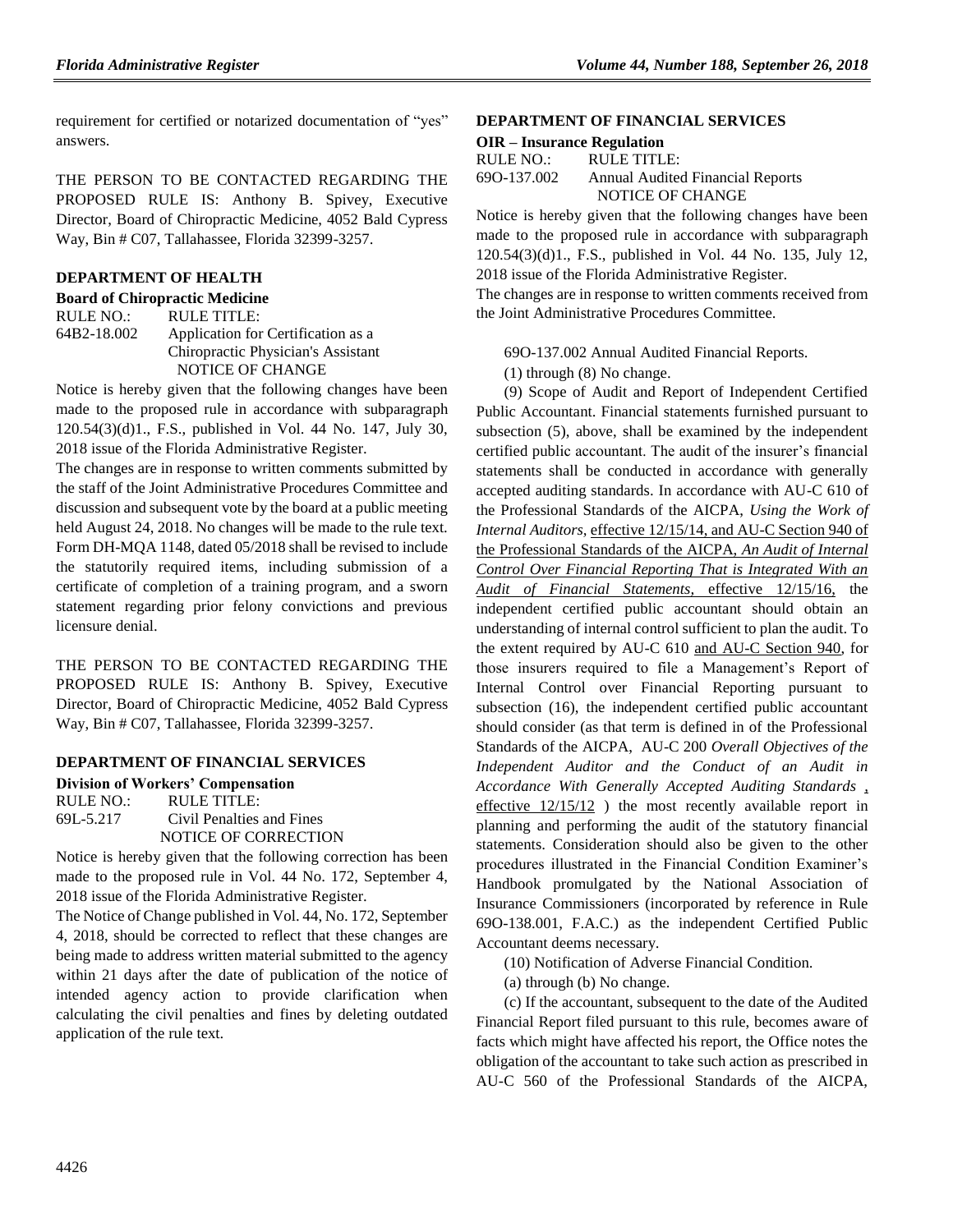requirement for certified or notarized documentation of "yes" answers.

THE PERSON TO BE CONTACTED REGARDING THE PROPOSED RULE IS: Anthony B. Spivey, Executive Director, Board of Chiropractic Medicine, 4052 Bald Cypress Way, Bin # C07, Tallahassee, Florida 32399-3257.

## DEPARTMENT OF HEALTH

### Board of Chiropractic Medicine

RULE NO.: RULE TITLE:
64B2-18.002 Application for Certification as a Chiropractic Physician's Assistant

NOTICE OF CHANGE

Notice is hereby given that the following changes have been made to the proposed rule in accordance with subparagraph 120.54(3)(d)1., F.S., published in Vol. 44 No. 147, July 30, 2018 issue of the Florida Administrative Register.

The changes are in response to written comments submitted by the staff of the Joint Administrative Procedures Committee and discussion and subsequent vote by the board at a public meeting held August 24, 2018. No changes will be made to the rule text. Form DH-MQA 1148, dated 05/2018 shall be revised to include the statutorily required items, including submission of a certificate of completion of a training program, and a sworn statement regarding prior felony convictions and previous licensure denial.

THE PERSON TO BE CONTACTED REGARDING THE PROPOSED RULE IS: Anthony B. Spivey, Executive Director, Board of Chiropractic Medicine, 4052 Bald Cypress Way, Bin # C07, Tallahassee, Florida 32399-3257.

## DEPARTMENT OF FINANCIAL SERVICES

### Division of Workers' Compensation

RULE NO.: RULE TITLE:
69L-5.217 Civil Penalties and Fines

NOTICE OF CORRECTION

Notice is hereby given that the following correction has been made to the proposed rule in Vol. 44 No. 172, September 4, 2018 issue of the Florida Administrative Register.

The Notice of Change published in Vol. 44, No. 172, September 4, 2018, should be corrected to reflect that these changes are being made to address written material submitted to the agency within 21 days after the date of publication of the notice of intended agency action to provide clarification when calculating the civil penalties and fines by deleting outdated application of the rule text.

## DEPARTMENT OF FINANCIAL SERVICES

### OIR – Insurance Regulation

RULE NO.: RULE TITLE:
69O-137.002 Annual Audited Financial Reports

NOTICE OF CHANGE

Notice is hereby given that the following changes have been made to the proposed rule in accordance with subparagraph 120.54(3)(d)1., F.S., published in Vol. 44 No. 135, July 12, 2018 issue of the Florida Administrative Register.

The changes are in response to written comments received from the Joint Administrative Procedures Committee.

69O-137.002 Annual Audited Financial Reports.

(1) through (8) No change.

(9) Scope of Audit and Report of Independent Certified Public Accountant. Financial statements furnished pursuant to subsection (5), above, shall be examined by the independent certified public accountant. The audit of the insurer's financial statements shall be conducted in accordance with generally accepted auditing standards. In accordance with AU-C 610 of the Professional Standards of the AICPA, *Using the Work of Internal Auditors,* <u>effective 12/15/14, and AU-C Section 940 of the Professional Standards of the AICPA, *An Audit of Internal Control Over Financial Reporting That is Integrated With an Audit of Financial Statements,* effective 12/15/16,</u> the independent certified public accountant should obtain an understanding of internal control sufficient to plan the audit. To the extent required by AU-C 610 <u>and AU-C Section 940</u>, for those insurers required to file a Management's Report of Internal Control over Financial Reporting pursuant to subsection (16), the independent certified public accountant should consider (as that term is defined in of the Professional Standards of the AICPA, AU-C 200 *Overall Objectives of the Independent Auditor and the Conduct of an Audit in Accordance With Generally Accepted Auditing Standards* <u>, effective 12/15/12</u> ) the most recently available report in planning and performing the audit of the statutory financial statements. Consideration should also be given to the other procedures illustrated in the Financial Condition Examiner's Handbook promulgated by the National Association of Insurance Commissioners (incorporated by reference in Rule 69O-138.001, F.A.C.) as the independent Certified Public Accountant deems necessary.

(10) Notification of Adverse Financial Condition.

(a) through (b) No change.

(c) If the accountant, subsequent to the date of the Audited Financial Report filed pursuant to this rule, becomes aware of facts which might have affected his report, the Office notes the obligation of the accountant to take such action as prescribed in AU-C 560 of the Professional Standards of the AICPA,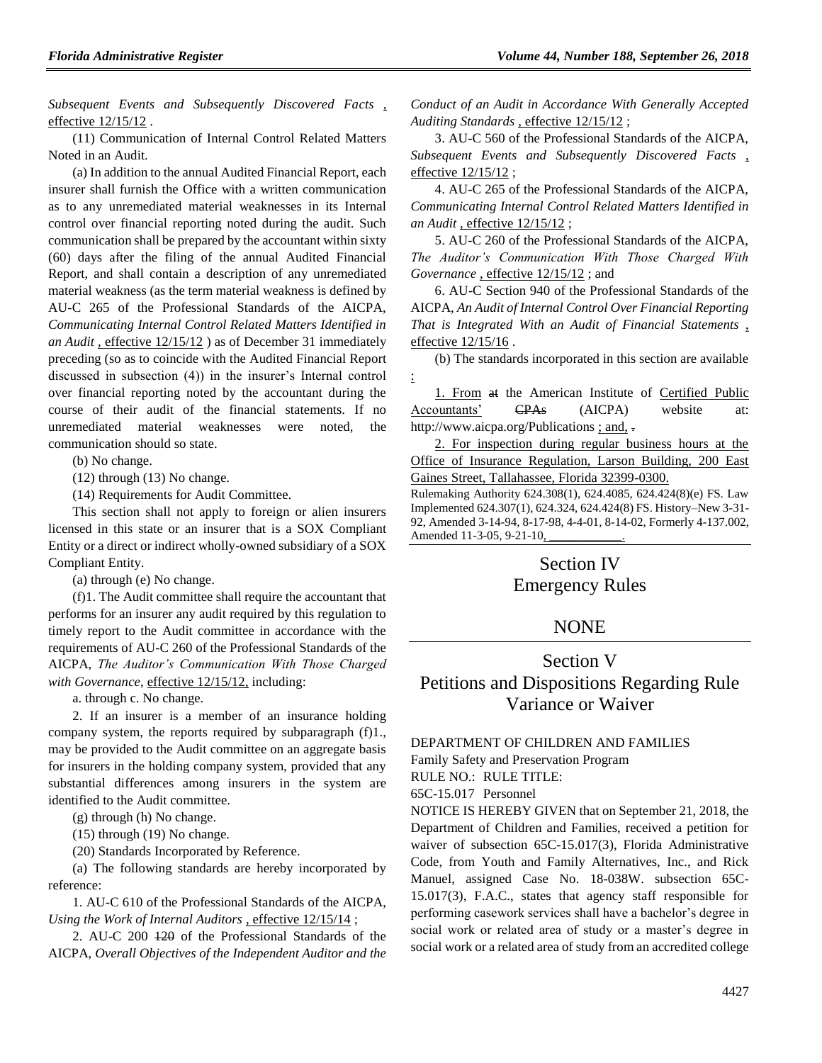*Subsequent Events and Subsequently Discovered Facts* , effective 12/15/12 .

(11) Communication of Internal Control Related Matters Noted in an Audit.

(a) In addition to the annual Audited Financial Report, each insurer shall furnish the Office with a written communication as to any unremediated material weaknesses in its Internal control over financial reporting noted during the audit. Such communication shall be prepared by the accountant within sixty (60) days after the filing of the annual Audited Financial Report, and shall contain a description of any unremediated material weakness (as the term material weakness is defined by AU-C 265 of the Professional Standards of the AICPA, *Communicating Internal Control Related Matters Identified in an Audit* , effective 12/15/12 ) as of December 31 immediately preceding (so as to coincide with the Audited Financial Report discussed in subsection (4)) in the insurer's Internal control over financial reporting noted by the accountant during the course of their audit of the financial statements. If no unremediated material weaknesses were noted, the communication should so state.

(b) No change.

(12) through (13) No change.

(14) Requirements for Audit Committee.

This section shall not apply to foreign or alien insurers licensed in this state or an insurer that is a SOX Compliant Entity or a direct or indirect wholly-owned subsidiary of a SOX Compliant Entity.

(a) through (e) No change.

(f)1. The Audit committee shall require the accountant that performs for an insurer any audit required by this regulation to timely report to the Audit committee in accordance with the requirements of AU-C 260 of the Professional Standards of the AICPA, *The Auditor's Communication With Those Charged with Governance*, effective 12/15/12, including:

a. through c. No change.

2. If an insurer is a member of an insurance holding company system, the reports required by subparagraph (f)1., may be provided to the Audit committee on an aggregate basis for insurers in the holding company system, provided that any substantial differences among insurers in the system are identified to the Audit committee.

(g) through (h) No change.

(15) through (19) No change.

(20) Standards Incorporated by Reference.

(a) The following standards are hereby incorporated by reference:

1. AU-C 610 of the Professional Standards of the AICPA, *Using the Work of Internal Auditors* , effective 12/15/14 ;

2. AU-C 200 ~~120~~ of the Professional Standards of the AICPA, *Overall Objectives of the Independent Auditor and the Conduct of an Audit in Accordance With Generally Accepted Auditing Standards* , effective 12/15/12 ;

3. AU-C 560 of the Professional Standards of the AICPA, *Subsequent Events and Subsequently Discovered Facts* , effective 12/15/12 ;

4. AU-C 265 of the Professional Standards of the AICPA, *Communicating Internal Control Related Matters Identified in an Audit* , effective 12/15/12 ;

5. AU-C 260 of the Professional Standards of the AICPA, *The Auditor's Communication With Those Charged With Governance* , effective 12/15/12 ; and

6. AU-C Section 940 of the Professional Standards of the AICPA, *An Audit of Internal Control Over Financial Reporting That is Integrated With an Audit of Financial Statements* , effective 12/15/16 .

(b) The standards incorporated in this section are available :

1. From ~~at~~ the American Institute of Certified Public Accountants' ~~CPAs~~ (AICPA) website at: http://www.aicpa.org/Publications ; and, ~~.~~

2. For inspection during regular business hours at the Office of Insurance Regulation, Larson Building, 200 East Gaines Street, Tallahassee, Florida 32399-0300.

Rulemaking Authority 624.308(1), 624.4085, 624.424(8)(e) FS. Law Implemented 624.307(1), 624.324, 624.424(8) FS. History–New 3-31-92, Amended 3-14-94, 8-17-98, 4-4-01, 8-14-02, Formerly 4-137.002, Amended 11-3-05, 9-21-10, ________.

## Section IV
## Emergency Rules

## NONE

## Section V
## Petitions and Dispositions Regarding Rule Variance or Waiver

DEPARTMENT OF CHILDREN AND FAMILIES

Family Safety and Preservation Program

RULE NO.: RULE TITLE:

65C-15.017 Personnel

NOTICE IS HEREBY GIVEN that on September 21, 2018, the Department of Children and Families, received a petition for waiver of subsection 65C-15.017(3), Florida Administrative Code, from Youth and Family Alternatives, Inc., and Rick Manuel, assigned Case No. 18-038W. subsection 65C-15.017(3), F.A.C., states that agency staff responsible for performing casework services shall have a bachelor's degree in social work or related area of study or a master's degree in social work or a related area of study from an accredited college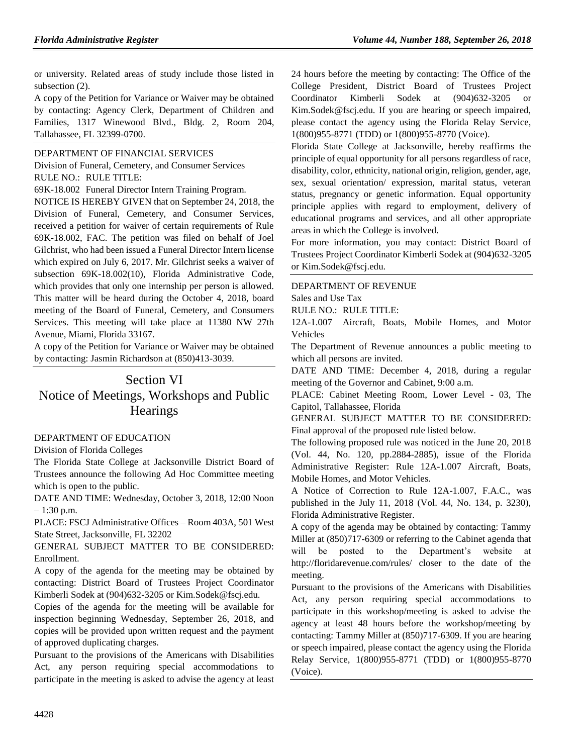or university. Related areas of study include those listed in subsection (2).

A copy of the Petition for Variance or Waiver may be obtained by contacting: Agency Clerk, Department of Children and Families, 1317 Winewood Blvd., Bldg. 2, Room 204, Tallahassee, FL 32399-0700.

DEPARTMENT OF FINANCIAL SERVICES

Division of Funeral, Cemetery, and Consumer Services

RULE NO.: RULE TITLE:

69K-18.002 Funeral Director Intern Training Program.

NOTICE IS HEREBY GIVEN that on September 24, 2018, the Division of Funeral, Cemetery, and Consumer Services, received a petition for waiver of certain requirements of Rule 69K-18.002, FAC. The petition was filed on behalf of Joel Gilchrist, who had been issued a Funeral Director Intern license which expired on July 6, 2017. Mr. Gilchrist seeks a waiver of subsection 69K-18.002(10), Florida Administrative Code, which provides that only one internship per person is allowed. This matter will be heard during the October 4, 2018, board meeting of the Board of Funeral, Cemetery, and Consumers Services. This meeting will take place at 11380 NW 27th Avenue, Miami, Florida 33167.

A copy of the Petition for Variance or Waiver may be obtained by contacting: Jasmin Richardson at (850)413-3039.

# Section VI
# Notice of Meetings, Workshops and Public Hearings

DEPARTMENT OF EDUCATION

Division of Florida Colleges

The Florida State College at Jacksonville District Board of Trustees announce the following Ad Hoc Committee meeting which is open to the public.

DATE AND TIME: Wednesday, October 3, 2018, 12:00 Noon – 1:30 p.m.

PLACE: FSCJ Administrative Offices – Room 403A, 501 West State Street, Jacksonville, FL 32202

GENERAL SUBJECT MATTER TO BE CONSIDERED: Enrollment.

A copy of the agenda for the meeting may be obtained by contacting: District Board of Trustees Project Coordinator Kimberli Sodek at (904)632-3205 or Kim.Sodek@fscj.edu.

Copies of the agenda for the meeting will be available for inspection beginning Wednesday, September 26, 2018, and copies will be provided upon written request and the payment of approved duplicating charges.

Pursuant to the provisions of the Americans with Disabilities Act, any person requiring special accommodations to participate in the meeting is asked to advise the agency at least 24 hours before the meeting by contacting: The Office of the College President, District Board of Trustees Project Coordinator Kimberli Sodek at (904)632-3205 or Kim.Sodek@fscj.edu. If you are hearing or speech impaired, please contact the agency using the Florida Relay Service, 1(800)955-8771 (TDD) or 1(800)955-8770 (Voice).

Florida State College at Jacksonville, hereby reaffirms the principle of equal opportunity for all persons regardless of race, disability, color, ethnicity, national origin, religion, gender, age, sex, sexual orientation/ expression, marital status, veteran status, pregnancy or genetic information. Equal opportunity principle applies with regard to employment, delivery of educational programs and services, and all other appropriate areas in which the College is involved.

For more information, you may contact: District Board of Trustees Project Coordinator Kimberli Sodek at (904)632-3205 or Kim.Sodek@fscj.edu.

DEPARTMENT OF REVENUE

Sales and Use Tax

RULE NO.: RULE TITLE:

12A-1.007 Aircraft, Boats, Mobile Homes, and Motor Vehicles

The Department of Revenue announces a public meeting to which all persons are invited.

DATE AND TIME: December 4, 2018, during a regular meeting of the Governor and Cabinet, 9:00 a.m.

PLACE: Cabinet Meeting Room, Lower Level - 03, The Capitol, Tallahassee, Florida

GENERAL SUBJECT MATTER TO BE CONSIDERED: Final approval of the proposed rule listed below.

The following proposed rule was noticed in the June 20, 2018 (Vol. 44, No. 120, pp.2884-2885), issue of the Florida Administrative Register: Rule 12A-1.007 Aircraft, Boats, Mobile Homes, and Motor Vehicles.

A Notice of Correction to Rule 12A-1.007, F.A.C., was published in the July 11, 2018 (Vol. 44, No. 134, p. 3230), Florida Administrative Register.

A copy of the agenda may be obtained by contacting: Tammy Miller at (850)717-6309 or referring to the Cabinet agenda that will be posted to the Department's website at http://floridarevenue.com/rules/ closer to the date of the meeting.

Pursuant to the provisions of the Americans with Disabilities Act, any person requiring special accommodations to participate in this workshop/meeting is asked to advise the agency at least 48 hours before the workshop/meeting by contacting: Tammy Miller at (850)717-6309. If you are hearing or speech impaired, please contact the agency using the Florida Relay Service, 1(800)955-8771 (TDD) or 1(800)955-8770 (Voice).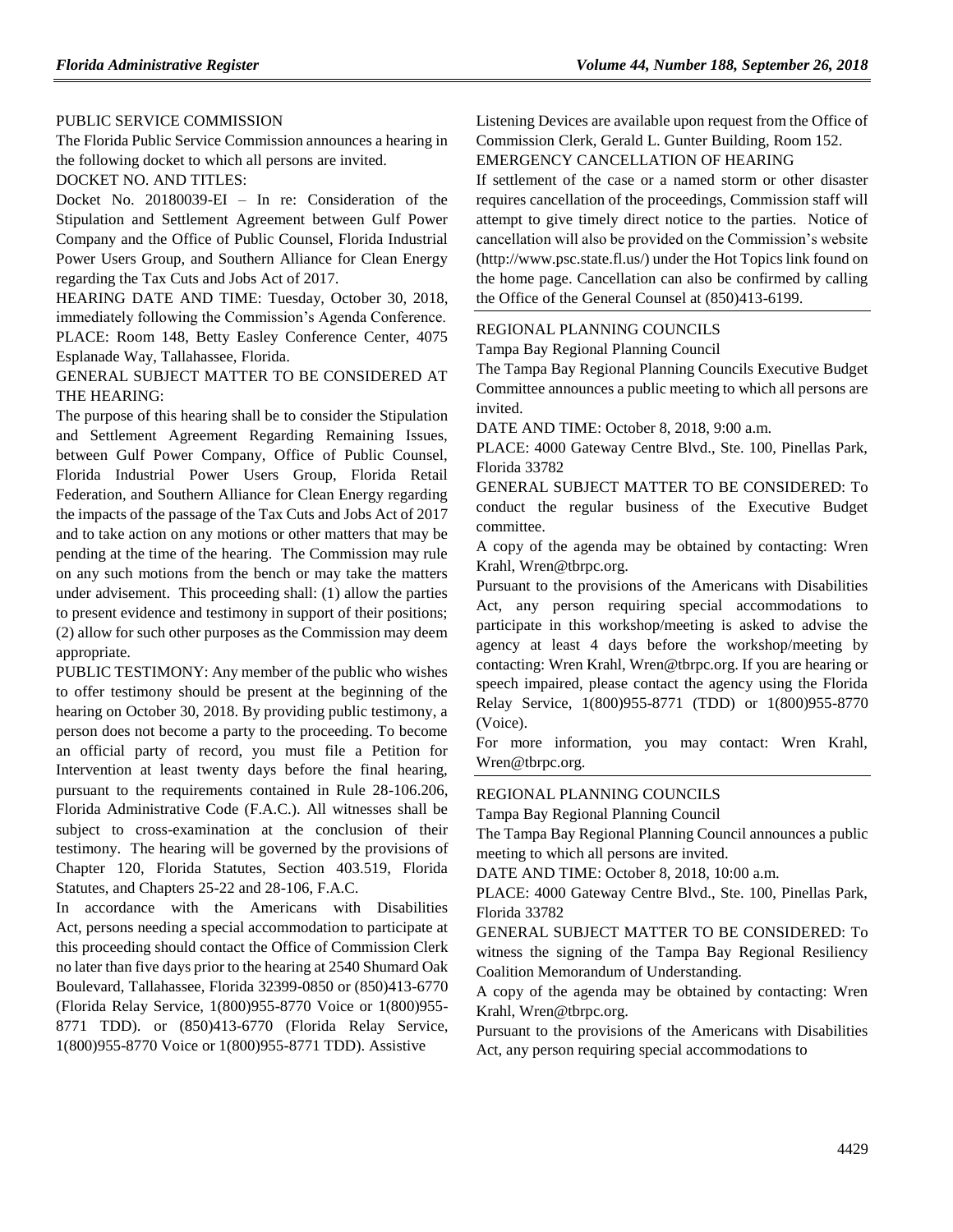PUBLIC SERVICE COMMISSION

The Florida Public Service Commission announces a hearing in the following docket to which all persons are invited.

DOCKET NO. AND TITLES:

Docket No. 20180039-EI – In re: Consideration of the Stipulation and Settlement Agreement between Gulf Power Company and the Office of Public Counsel, Florida Industrial Power Users Group, and Southern Alliance for Clean Energy regarding the Tax Cuts and Jobs Act of 2017.

HEARING DATE AND TIME: Tuesday, October 30, 2018, immediately following the Commission's Agenda Conference.

PLACE: Room 148, Betty Easley Conference Center, 4075 Esplanade Way, Tallahassee, Florida.

GENERAL SUBJECT MATTER TO BE CONSIDERED AT THE HEARING:

The purpose of this hearing shall be to consider the Stipulation and Settlement Agreement Regarding Remaining Issues, between Gulf Power Company, Office of Public Counsel, Florida Industrial Power Users Group, Florida Retail Federation, and Southern Alliance for Clean Energy regarding the impacts of the passage of the Tax Cuts and Jobs Act of 2017 and to take action on any motions or other matters that may be pending at the time of the hearing. The Commission may rule on any such motions from the bench or may take the matters under advisement. This proceeding shall: (1) allow the parties to present evidence and testimony in support of their positions; (2) allow for such other purposes as the Commission may deem appropriate.

PUBLIC TESTIMONY: Any member of the public who wishes to offer testimony should be present at the beginning of the hearing on October 30, 2018. By providing public testimony, a person does not become a party to the proceeding. To become an official party of record, you must file a Petition for Intervention at least twenty days before the final hearing, pursuant to the requirements contained in Rule 28-106.206, Florida Administrative Code (F.A.C.). All witnesses shall be subject to cross-examination at the conclusion of their testimony. The hearing will be governed by the provisions of Chapter 120, Florida Statutes, Section 403.519, Florida Statutes, and Chapters 25-22 and 28-106, F.A.C.

In accordance with the Americans with Disabilities Act, persons needing a special accommodation to participate at this proceeding should contact the Office of Commission Clerk no later than five days prior to the hearing at 2540 Shumard Oak Boulevard, Tallahassee, Florida 32399-0850 or (850)413-6770 (Florida Relay Service, 1(800)955-8770 Voice or 1(800)955-8771 TDD). or (850)413-6770 (Florida Relay Service, 1(800)955-8770 Voice or 1(800)955-8771 TDD). Assistive Listening Devices are available upon request from the Office of Commission Clerk, Gerald L. Gunter Building, Room 152.

EMERGENCY CANCELLATION OF HEARING

If settlement of the case or a named storm or other disaster requires cancellation of the proceedings, Commission staff will attempt to give timely direct notice to the parties. Notice of cancellation will also be provided on the Commission's website (http://www.psc.state.fl.us/) under the Hot Topics link found on the home page. Cancellation can also be confirmed by calling the Office of the General Counsel at (850)413-6199.

---

REGIONAL PLANNING COUNCILS

Tampa Bay Regional Planning Council

The Tampa Bay Regional Planning Councils Executive Budget Committee announces a public meeting to which all persons are invited.

DATE AND TIME: October 8, 2018, 9:00 a.m.

PLACE: 4000 Gateway Centre Blvd., Ste. 100, Pinellas Park, Florida 33782

GENERAL SUBJECT MATTER TO BE CONSIDERED: To conduct the regular business of the Executive Budget committee.

A copy of the agenda may be obtained by contacting: Wren Krahl, Wren@tbrpc.org.

Pursuant to the provisions of the Americans with Disabilities Act, any person requiring special accommodations to participate in this workshop/meeting is asked to advise the agency at least 4 days before the workshop/meeting by contacting: Wren Krahl, Wren@tbrpc.org. If you are hearing or speech impaired, please contact the agency using the Florida Relay Service, 1(800)955-8771 (TDD) or 1(800)955-8770 (Voice).

For more information, you may contact: Wren Krahl, Wren@tbrpc.org.

---

REGIONAL PLANNING COUNCILS

Tampa Bay Regional Planning Council

The Tampa Bay Regional Planning Council announces a public meeting to which all persons are invited.

DATE AND TIME: October 8, 2018, 10:00 a.m.

PLACE: 4000 Gateway Centre Blvd., Ste. 100, Pinellas Park, Florida 33782

GENERAL SUBJECT MATTER TO BE CONSIDERED: To witness the signing of the Tampa Bay Regional Resiliency Coalition Memorandum of Understanding.

A copy of the agenda may be obtained by contacting: Wren Krahl, Wren@tbrpc.org.

Pursuant to the provisions of the Americans with Disabilities Act, any person requiring special accommodations to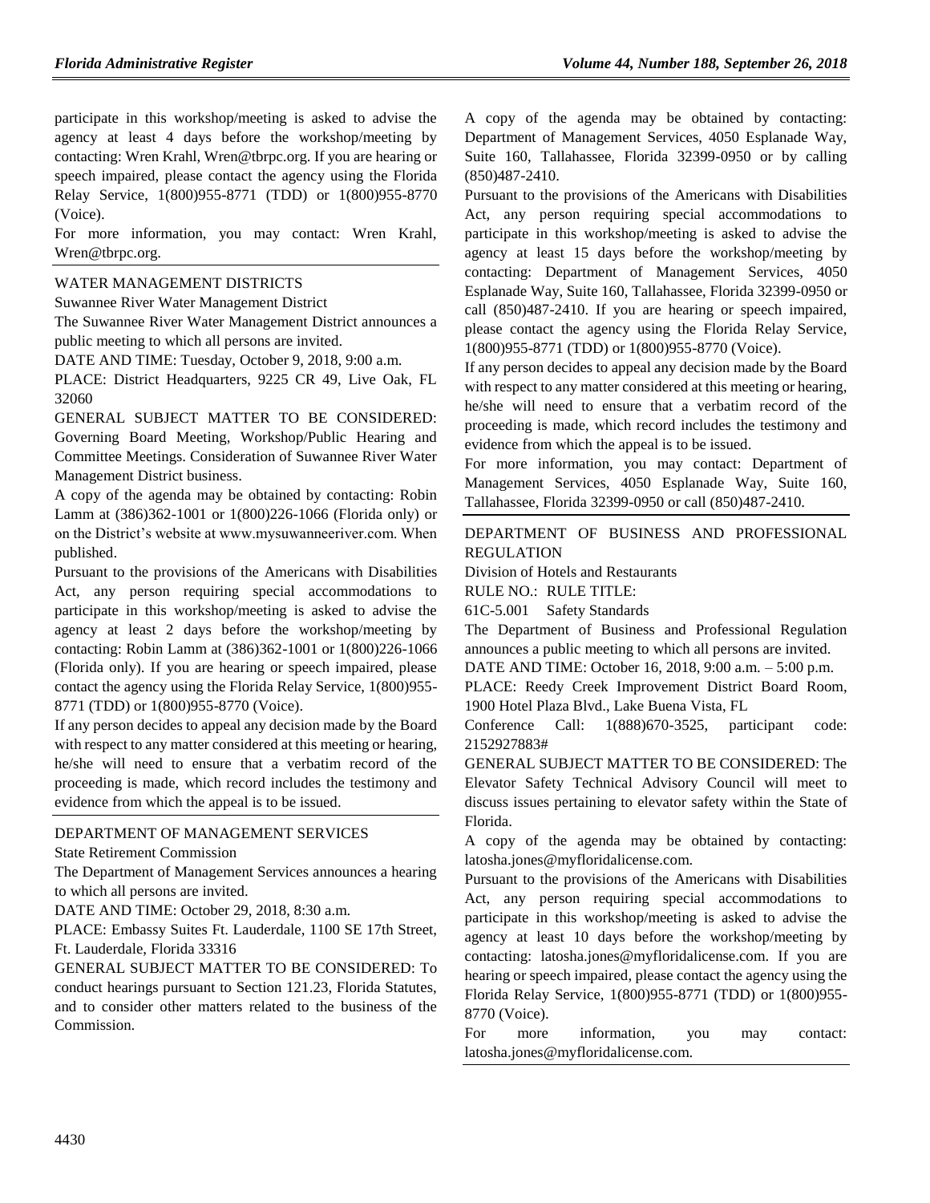participate in this workshop/meeting is asked to advise the agency at least 4 days before the workshop/meeting by contacting: Wren Krahl, Wren@tbrpc.org. If you are hearing or speech impaired, please contact the agency using the Florida Relay Service, 1(800)955-8771 (TDD) or 1(800)955-8770 (Voice).

For more information, you may contact: Wren Krahl, Wren@tbrpc.org.

WATER MANAGEMENT DISTRICTS

Suwannee River Water Management District

The Suwannee River Water Management District announces a public meeting to which all persons are invited.

DATE AND TIME: Tuesday, October 9, 2018, 9:00 a.m.

PLACE: District Headquarters, 9225 CR 49, Live Oak, FL 32060

GENERAL SUBJECT MATTER TO BE CONSIDERED: Governing Board Meeting, Workshop/Public Hearing and Committee Meetings. Consideration of Suwannee River Water Management District business.

A copy of the agenda may be obtained by contacting: Robin Lamm at (386)362-1001 or 1(800)226-1066 (Florida only) or on the District's website at www.mysuwanneeriver.com. When published.

Pursuant to the provisions of the Americans with Disabilities Act, any person requiring special accommodations to participate in this workshop/meeting is asked to advise the agency at least 2 days before the workshop/meeting by contacting: Robin Lamm at (386)362-1001 or 1(800)226-1066 (Florida only). If you are hearing or speech impaired, please contact the agency using the Florida Relay Service, 1(800)955-8771 (TDD) or 1(800)955-8770 (Voice).

If any person decides to appeal any decision made by the Board with respect to any matter considered at this meeting or hearing, he/she will need to ensure that a verbatim record of the proceeding is made, which record includes the testimony and evidence from which the appeal is to be issued.

DEPARTMENT OF MANAGEMENT SERVICES

State Retirement Commission

The Department of Management Services announces a hearing to which all persons are invited.

DATE AND TIME: October 29, 2018, 8:30 a.m.

PLACE: Embassy Suites Ft. Lauderdale, 1100 SE 17th Street, Ft. Lauderdale, Florida 33316

GENERAL SUBJECT MATTER TO BE CONSIDERED: To conduct hearings pursuant to Section 121.23, Florida Statutes, and to consider other matters related to the business of the Commission.

A copy of the agenda may be obtained by contacting: Department of Management Services, 4050 Esplanade Way, Suite 160, Tallahassee, Florida 32399-0950 or by calling (850)487-2410.

Pursuant to the provisions of the Americans with Disabilities Act, any person requiring special accommodations to participate in this workshop/meeting is asked to advise the agency at least 15 days before the workshop/meeting by contacting: Department of Management Services, 4050 Esplanade Way, Suite 160, Tallahassee, Florida 32399-0950 or call (850)487-2410. If you are hearing or speech impaired, please contact the agency using the Florida Relay Service, 1(800)955-8771 (TDD) or 1(800)955-8770 (Voice).

If any person decides to appeal any decision made by the Board with respect to any matter considered at this meeting or hearing, he/she will need to ensure that a verbatim record of the proceeding is made, which record includes the testimony and evidence from which the appeal is to be issued.

For more information, you may contact: Department of Management Services, 4050 Esplanade Way, Suite 160, Tallahassee, Florida 32399-0950 or call (850)487-2410.

DEPARTMENT OF BUSINESS AND PROFESSIONAL REGULATION

Division of Hotels and Restaurants

RULE NO.: RULE TITLE:

61C-5.001 Safety Standards

The Department of Business and Professional Regulation announces a public meeting to which all persons are invited.

DATE AND TIME: October 16, 2018, 9:00 a.m. – 5:00 p.m.

PLACE: Reedy Creek Improvement District Board Room, 1900 Hotel Plaza Blvd., Lake Buena Vista, FL

Conference Call: 1(888)670-3525, participant code: 2152927883#

GENERAL SUBJECT MATTER TO BE CONSIDERED: The Elevator Safety Technical Advisory Council will meet to discuss issues pertaining to elevator safety within the State of Florida.

A copy of the agenda may be obtained by contacting: latosha.jones@myfloridalicense.com.

Pursuant to the provisions of the Americans with Disabilities Act, any person requiring special accommodations to participate in this workshop/meeting is asked to advise the agency at least 10 days before the workshop/meeting by contacting: latosha.jones@myfloridalicense.com. If you are hearing or speech impaired, please contact the agency using the Florida Relay Service, 1(800)955-8771 (TDD) or 1(800)955-8770 (Voice).

For more information, you may contact: latosha.jones@myfloridalicense.com.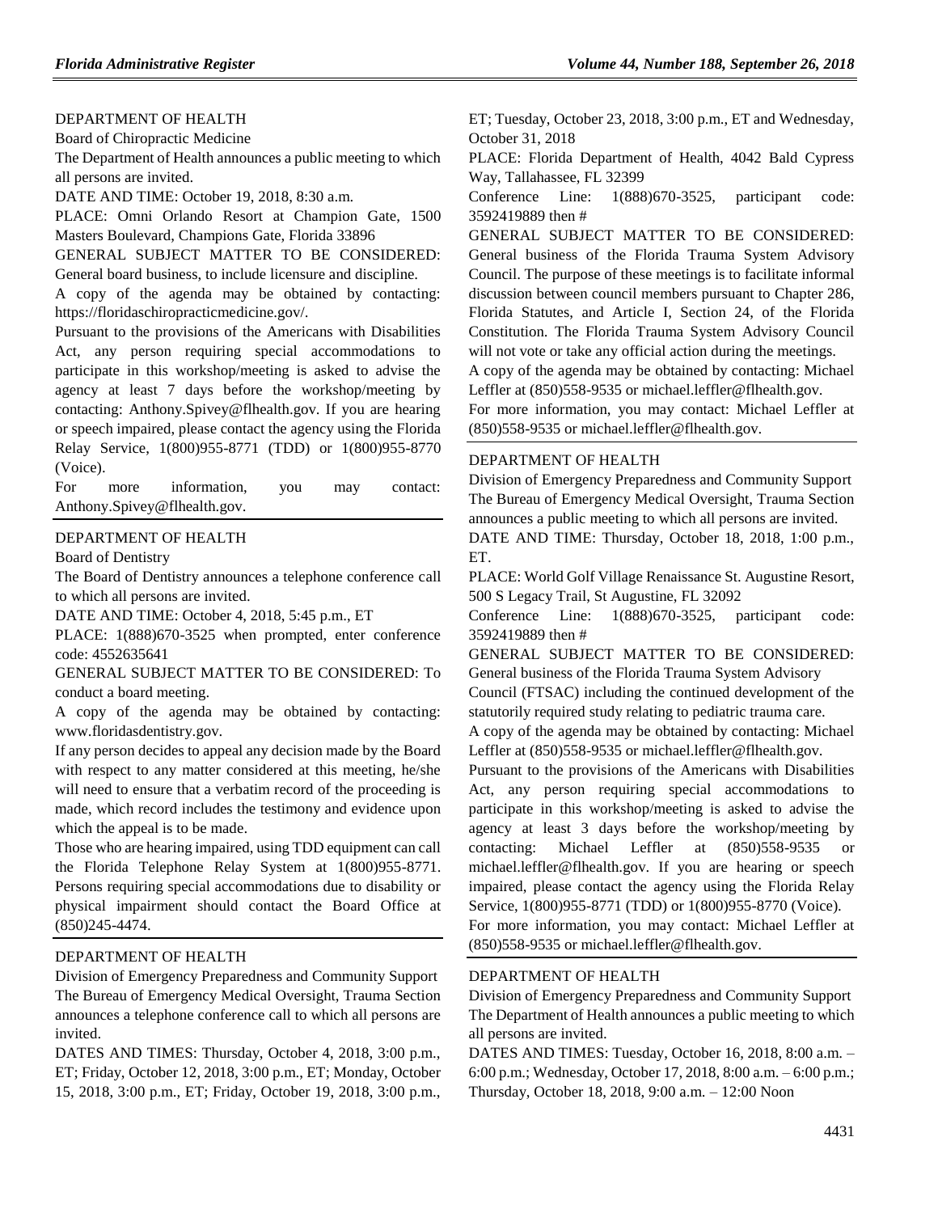DEPARTMENT OF HEALTH

Board of Chiropractic Medicine

The Department of Health announces a public meeting to which all persons are invited.

DATE AND TIME: October 19, 2018, 8:30 a.m.

PLACE: Omni Orlando Resort at Champion Gate, 1500 Masters Boulevard, Champions Gate, Florida 33896

GENERAL SUBJECT MATTER TO BE CONSIDERED: General board business, to include licensure and discipline.

A copy of the agenda may be obtained by contacting: https://floridaschiropracticmedicine.gov/.

Pursuant to the provisions of the Americans with Disabilities Act, any person requiring special accommodations to participate in this workshop/meeting is asked to advise the agency at least 7 days before the workshop/meeting by contacting: Anthony.Spivey@flhealth.gov. If you are hearing or speech impaired, please contact the agency using the Florida Relay Service, 1(800)955-8771 (TDD) or 1(800)955-8770 (Voice).

For more information, you may contact: Anthony.Spivey@flhealth.gov.

---

DEPARTMENT OF HEALTH

Board of Dentistry

The Board of Dentistry announces a telephone conference call to which all persons are invited.

DATE AND TIME: October 4, 2018, 5:45 p.m., ET

PLACE: 1(888)670-3525 when prompted, enter conference code: 4552635641

GENERAL SUBJECT MATTER TO BE CONSIDERED: To conduct a board meeting.

A copy of the agenda may be obtained by contacting: www.floridasdentistry.gov.

If any person decides to appeal any decision made by the Board with respect to any matter considered at this meeting, he/she will need to ensure that a verbatim record of the proceeding is made, which record includes the testimony and evidence upon which the appeal is to be made.

Those who are hearing impaired, using TDD equipment can call the Florida Telephone Relay System at 1(800)955-8771. Persons requiring special accommodations due to disability or physical impairment should contact the Board Office at (850)245-4474.

---

DEPARTMENT OF HEALTH

Division of Emergency Preparedness and Community Support

The Bureau of Emergency Medical Oversight, Trauma Section announces a telephone conference call to which all persons are invited.

DATES AND TIMES: Thursday, October 4, 2018, 3:00 p.m., ET; Friday, October 12, 2018, 3:00 p.m., ET; Monday, October 15, 2018, 3:00 p.m., ET; Friday, October 19, 2018, 3:00 p.m., ET; Tuesday, October 23, 2018, 3:00 p.m., ET and Wednesday, October 31, 2018

PLACE: Florida Department of Health, 4042 Bald Cypress Way, Tallahassee, FL 32399

Conference Line: 1(888)670-3525, participant code: 3592419889 then #

GENERAL SUBJECT MATTER TO BE CONSIDERED: General business of the Florida Trauma System Advisory Council. The purpose of these meetings is to facilitate informal discussion between council members pursuant to Chapter 286, Florida Statutes, and Article I, Section 24, of the Florida Constitution. The Florida Trauma System Advisory Council will not vote or take any official action during the meetings.

A copy of the agenda may be obtained by contacting: Michael Leffler at (850)558-9535 or michael.leffler@flhealth.gov.

For more information, you may contact: Michael Leffler at (850)558-9535 or michael.leffler@flhealth.gov.

---

DEPARTMENT OF HEALTH

Division of Emergency Preparedness and Community Support

The Bureau of Emergency Medical Oversight, Trauma Section announces a public meeting to which all persons are invited.

DATE AND TIME: Thursday, October 18, 2018, 1:00 p.m., ET.

PLACE: World Golf Village Renaissance St. Augustine Resort, 500 S Legacy Trail, St Augustine, FL 32092

Conference Line: 1(888)670-3525, participant code: 3592419889 then #

GENERAL SUBJECT MATTER TO BE CONSIDERED: General business of the Florida Trauma System Advisory Council (FTSAC) including the continued development of the statutorily required study relating to pediatric trauma care.

A copy of the agenda may be obtained by contacting: Michael Leffler at (850)558-9535 or michael.leffler@flhealth.gov.

Pursuant to the provisions of the Americans with Disabilities Act, any person requiring special accommodations to participate in this workshop/meeting is asked to advise the agency at least 3 days before the workshop/meeting by contacting: Michael Leffler at (850)558-9535 or michael.leffler@flhealth.gov. If you are hearing or speech impaired, please contact the agency using the Florida Relay Service, 1(800)955-8771 (TDD) or 1(800)955-8770 (Voice).

For more information, you may contact: Michael Leffler at (850)558-9535 or michael.leffler@flhealth.gov.

---

DEPARTMENT OF HEALTH

Division of Emergency Preparedness and Community Support

The Department of Health announces a public meeting to which all persons are invited.

DATES AND TIMES: Tuesday, October 16, 2018, 8:00 a.m. – 6:00 p.m.; Wednesday, October 17, 2018, 8:00 a.m. – 6:00 p.m.; Thursday, October 18, 2018, 9:00 a.m. – 12:00 Noon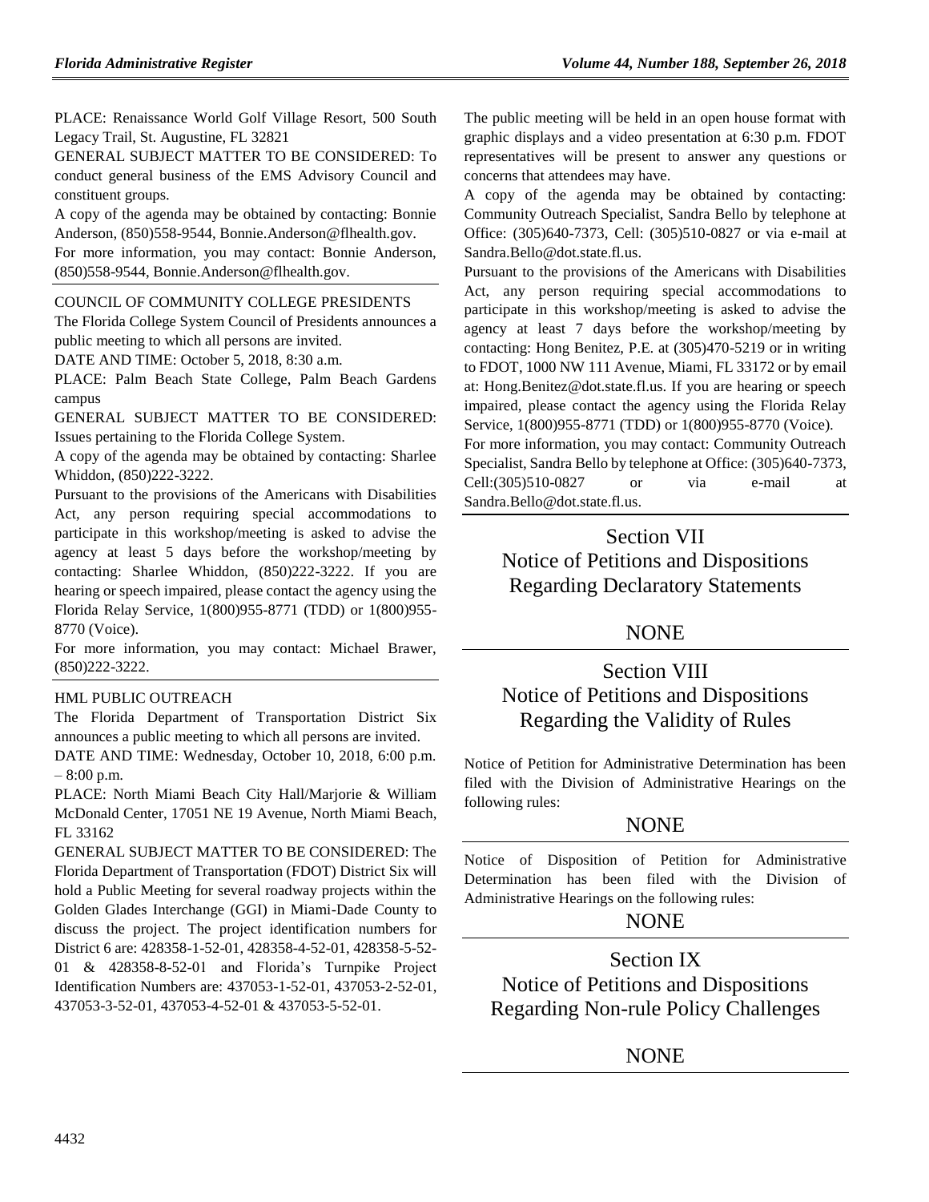PLACE: Renaissance World Golf Village Resort, 500 South Legacy Trail, St. Augustine, FL 32821

GENERAL SUBJECT MATTER TO BE CONSIDERED: To conduct general business of the EMS Advisory Council and constituent groups.

A copy of the agenda may be obtained by contacting: Bonnie Anderson, (850)558-9544, Bonnie.Anderson@flhealth.gov.

For more information, you may contact: Bonnie Anderson, (850)558-9544, Bonnie.Anderson@flhealth.gov.

COUNCIL OF COMMUNITY COLLEGE PRESIDENTS

The Florida College System Council of Presidents announces a public meeting to which all persons are invited.

DATE AND TIME: October 5, 2018, 8:30 a.m.

PLACE: Palm Beach State College, Palm Beach Gardens campus

GENERAL SUBJECT MATTER TO BE CONSIDERED: Issues pertaining to the Florida College System.

A copy of the agenda may be obtained by contacting: Sharlee Whiddon, (850)222-3222.

Pursuant to the provisions of the Americans with Disabilities Act, any person requiring special accommodations to participate in this workshop/meeting is asked to advise the agency at least 5 days before the workshop/meeting by contacting: Sharlee Whiddon, (850)222-3222. If you are hearing or speech impaired, please contact the agency using the Florida Relay Service, 1(800)955-8771 (TDD) or 1(800)955-8770 (Voice).

For more information, you may contact: Michael Brawer, (850)222-3222.

HML PUBLIC OUTREACH

The Florida Department of Transportation District Six announces a public meeting to which all persons are invited.

DATE AND TIME: Wednesday, October 10, 2018, 6:00 p.m. – 8:00 p.m.

PLACE: North Miami Beach City Hall/Marjorie & William McDonald Center, 17051 NE 19 Avenue, North Miami Beach, FL 33162

GENERAL SUBJECT MATTER TO BE CONSIDERED: The Florida Department of Transportation (FDOT) District Six will hold a Public Meeting for several roadway projects within the Golden Glades Interchange (GGI) in Miami-Dade County to discuss the project. The project identification numbers for District 6 are: 428358-1-52-01, 428358-4-52-01, 428358-5-52-01 & 428358-8-52-01 and Florida's Turnpike Project Identification Numbers are: 437053-1-52-01, 437053-2-52-01, 437053-3-52-01, 437053-4-52-01 & 437053-5-52-01.

The public meeting will be held in an open house format with graphic displays and a video presentation at 6:30 p.m. FDOT representatives will be present to answer any questions or concerns that attendees may have.

A copy of the agenda may be obtained by contacting: Community Outreach Specialist, Sandra Bello by telephone at Office: (305)640-7373, Cell: (305)510-0827 or via e-mail at Sandra.Bello@dot.state.fl.us.

Pursuant to the provisions of the Americans with Disabilities Act, any person requiring special accommodations to participate in this workshop/meeting is asked to advise the agency at least 7 days before the workshop/meeting by contacting: Hong Benitez, P.E. at (305)470-5219 or in writing to FDOT, 1000 NW 111 Avenue, Miami, FL 33172 or by email at: Hong.Benitez@dot.state.fl.us. If you are hearing or speech impaired, please contact the agency using the Florida Relay Service, 1(800)955-8771 (TDD) or 1(800)955-8770 (Voice).

For more information, you may contact: Community Outreach Specialist, Sandra Bello by telephone at Office: (305)640-7373, Cell:(305)510-0827 or via e-mail at Sandra.Bello@dot.state.fl.us.

## Section VII
## Notice of Petitions and Dispositions Regarding Declaratory Statements

NONE

## Section VIII
## Notice of Petitions and Dispositions Regarding the Validity of Rules

Notice of Petition for Administrative Determination has been filed with the Division of Administrative Hearings on the following rules:

NONE

Notice of Disposition of Petition for Administrative Determination has been filed with the Division of Administrative Hearings on the following rules:

NONE

## Section IX
## Notice of Petitions and Dispositions Regarding Non-rule Policy Challenges

NONE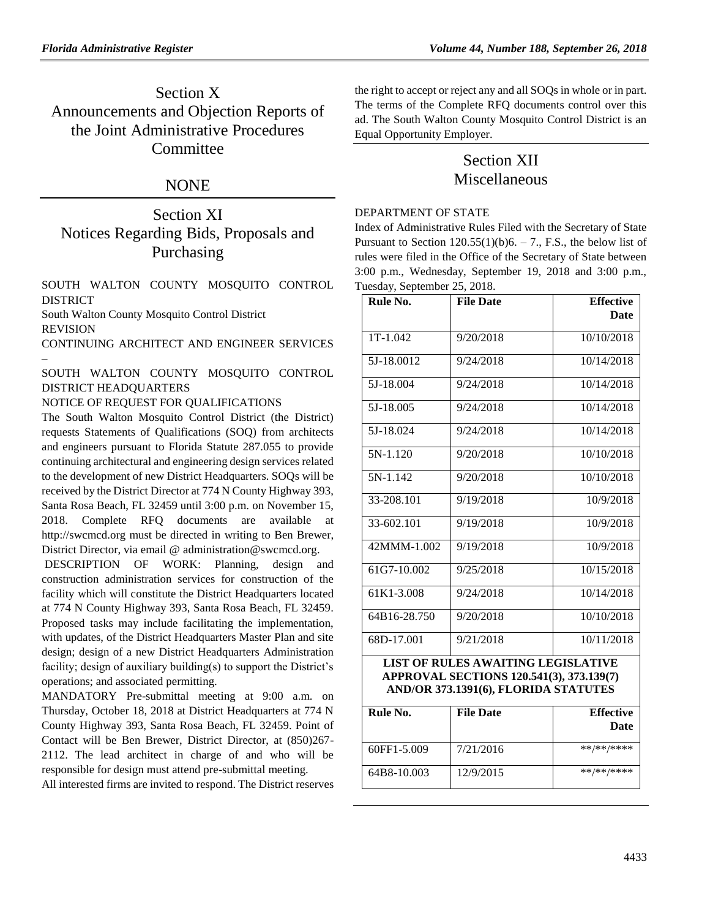# Section X
# Announcements and Objection Reports of the Joint Administrative Procedures Committee

## NONE

# Section XI
# Notices Regarding Bids, Proposals and Purchasing

SOUTH WALTON COUNTY MOSQUITO CONTROL DISTRICT

South Walton County Mosquito Control District

REVISION

CONTINUING ARCHITECT AND ENGINEER SERVICES –

SOUTH WALTON COUNTY MOSQUITO CONTROL DISTRICT HEADQUARTERS

NOTICE OF REQUEST FOR QUALIFICATIONS

The South Walton Mosquito Control District (the District) requests Statements of Qualifications (SOQ) from architects and engineers pursuant to Florida Statute 287.055 to provide continuing architectural and engineering design services related to the development of new District Headquarters. SOQs will be received by the District Director at 774 N County Highway 393, Santa Rosa Beach, FL 32459 until 3:00 p.m. on November 15, 2018. Complete RFQ documents are available at http://swcmcd.org must be directed in writing to Ben Brewer, District Director, via email @ administration@swcmcd.org.

DESCRIPTION OF WORK: Planning, design and construction administration services for construction of the facility which will constitute the District Headquarters located at 774 N County Highway 393, Santa Rosa Beach, FL 32459. Proposed tasks may include facilitating the implementation, with updates, of the District Headquarters Master Plan and site design; design of a new District Headquarters Administration facility; design of auxiliary building(s) to support the District's operations; and associated permitting.

MANDATORY Pre-submittal meeting at 9:00 a.m. on Thursday, October 18, 2018 at District Headquarters at 774 N County Highway 393, Santa Rosa Beach, FL 32459. Point of Contact will be Ben Brewer, District Director, at (850)267-2112. The lead architect in charge of and who will be responsible for design must attend pre-submittal meeting.

All interested firms are invited to respond. The District reserves the right to accept or reject any and all SOQs in whole or in part. The terms of the Complete RFQ documents control over this ad. The South Walton County Mosquito Control District is an Equal Opportunity Employer.

# Section XII
# Miscellaneous

DEPARTMENT OF STATE

Index of Administrative Rules Filed with the Secretary of State

Pursuant to Section 120.55(1)(b)6. – 7., F.S., the below list of rules were filed in the Office of the Secretary of State between 3:00 p.m., Wednesday, September 19, 2018 and 3:00 p.m., Tuesday, September 25, 2018.

| Rule No. | File Date | Effective Date |
|---|---|---|
| 1T-1.042 | 9/20/2018 | 10/10/2018 |
| 5J-18.0012 | 9/24/2018 | 10/14/2018 |
| 5J-18.004 | 9/24/2018 | 10/14/2018 |
| 5J-18.005 | 9/24/2018 | 10/14/2018 |
| 5J-18.024 | 9/24/2018 | 10/14/2018 |
| 5N-1.120 | 9/20/2018 | 10/10/2018 |
| 5N-1.142 | 9/20/2018 | 10/10/2018 |
| 33-208.101 | 9/19/2018 | 10/9/2018 |
| 33-602.101 | 9/19/2018 | 10/9/2018 |
| 42MMM-1.002 | 9/19/2018 | 10/9/2018 |
| 61G7-10.002 | 9/25/2018 | 10/15/2018 |
| 61K1-3.008 | 9/24/2018 | 10/14/2018 |
| 64B16-28.750 | 9/20/2018 | 10/10/2018 |
| 68D-17.001 | 9/21/2018 | 10/11/2018 |

**LIST OF RULES AWAITING LEGISLATIVE APPROVAL SECTIONS 120.541(3), 373.139(7) AND/OR 373.1391(6), FLORIDA STATUTES**

| Rule No. | File Date | Effective Date |
|---|---|---|
| 60FF1-5.009 | 7/21/2016 | **/**/**** |
| 64B8-10.003 | 12/9/2015 | **/**/**** |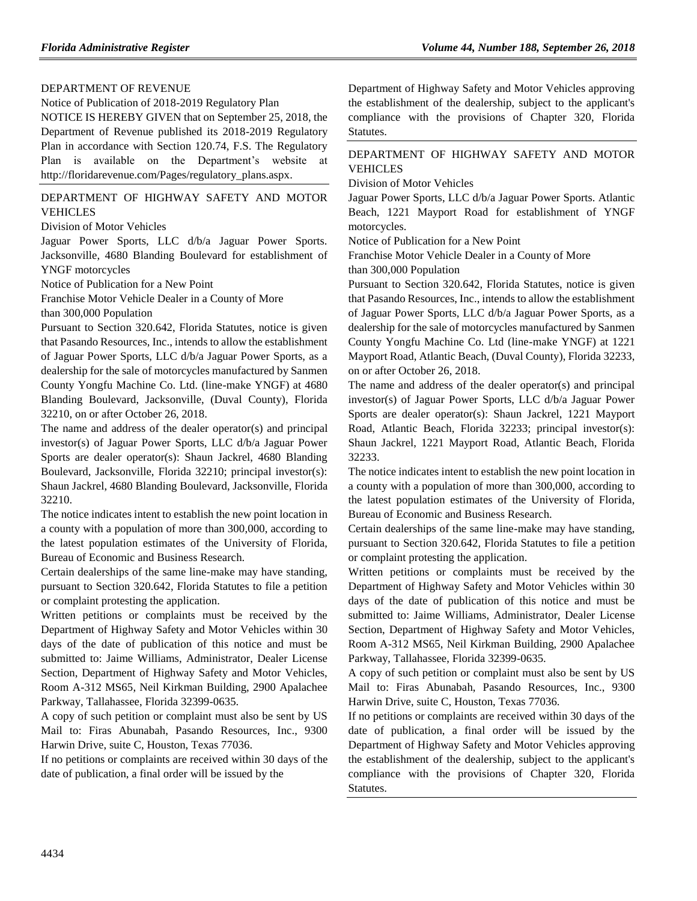## DEPARTMENT OF REVENUE

Notice of Publication of 2018-2019 Regulatory Plan

NOTICE IS HEREBY GIVEN that on September 25, 2018, the Department of Revenue published its 2018-2019 Regulatory Plan in accordance with Section 120.74, F.S. The Regulatory Plan is available on the Department's website at http://floridarevenue.com/Pages/regulatory_plans.aspx.

## DEPARTMENT OF HIGHWAY SAFETY AND MOTOR VEHICLES

Division of Motor Vehicles

Jaguar Power Sports, LLC d/b/a Jaguar Power Sports. Jacksonville, 4680 Blanding Boulevard for establishment of YNGF motorcycles

Notice of Publication for a New Point Franchise Motor Vehicle Dealer in a County of More than 300,000 Population

Pursuant to Section 320.642, Florida Statutes, notice is given that Pasando Resources, Inc., intends to allow the establishment of Jaguar Power Sports, LLC d/b/a Jaguar Power Sports, as a dealership for the sale of motorcycles manufactured by Sanmen County Yongfu Machine Co. Ltd. (line-make YNGF) at 4680 Blanding Boulevard, Jacksonville, (Duval County), Florida 32210, on or after October 26, 2018.

The name and address of the dealer operator(s) and principal investor(s) of Jaguar Power Sports, LLC d/b/a Jaguar Power Sports are dealer operator(s): Shaun Jackrel, 4680 Blanding Boulevard, Jacksonville, Florida 32210; principal investor(s): Shaun Jackrel, 4680 Blanding Boulevard, Jacksonville, Florida 32210.

The notice indicates intent to establish the new point location in a county with a population of more than 300,000, according to the latest population estimates of the University of Florida, Bureau of Economic and Business Research.

Certain dealerships of the same line-make may have standing, pursuant to Section 320.642, Florida Statutes to file a petition or complaint protesting the application.

Written petitions or complaints must be received by the Department of Highway Safety and Motor Vehicles within 30 days of the date of publication of this notice and must be submitted to: Jaime Williams, Administrator, Dealer License Section, Department of Highway Safety and Motor Vehicles, Room A-312 MS65, Neil Kirkman Building, 2900 Apalachee Parkway, Tallahassee, Florida 32399-0635.

A copy of such petition or complaint must also be sent by US Mail to: Firas Abunabah, Pasando Resources, Inc., 9300 Harwin Drive, suite C, Houston, Texas 77036.

If no petitions or complaints are received within 30 days of the date of publication, a final order will be issued by the Department of Highway Safety and Motor Vehicles approving the establishment of the dealership, subject to the applicant's compliance with the provisions of Chapter 320, Florida Statutes.

## DEPARTMENT OF HIGHWAY SAFETY AND MOTOR VEHICLES

Division of Motor Vehicles

Jaguar Power Sports, LLC d/b/a Jaguar Power Sports. Atlantic Beach, 1221 Mayport Road for establishment of YNGF motorcycles.

Notice of Publication for a New Point Franchise Motor Vehicle Dealer in a County of More than 300,000 Population

Pursuant to Section 320.642, Florida Statutes, notice is given that Pasando Resources, Inc., intends to allow the establishment of Jaguar Power Sports, LLC d/b/a Jaguar Power Sports, as a dealership for the sale of motorcycles manufactured by Sanmen County Yongfu Machine Co. Ltd (line-make YNGF) at 1221 Mayport Road, Atlantic Beach, (Duval County), Florida 32233, on or after October 26, 2018.

The name and address of the dealer operator(s) and principal investor(s) of Jaguar Power Sports, LLC d/b/a Jaguar Power Sports are dealer operator(s): Shaun Jackrel, 1221 Mayport Road, Atlantic Beach, Florida 32233; principal investor(s): Shaun Jackrel, 1221 Mayport Road, Atlantic Beach, Florida 32233.

The notice indicates intent to establish the new point location in a county with a population of more than 300,000, according to the latest population estimates of the University of Florida, Bureau of Economic and Business Research.

Certain dealerships of the same line-make may have standing, pursuant to Section 320.642, Florida Statutes to file a petition or complaint protesting the application.

Written petitions or complaints must be received by the Department of Highway Safety and Motor Vehicles within 30 days of the date of publication of this notice and must be submitted to: Jaime Williams, Administrator, Dealer License Section, Department of Highway Safety and Motor Vehicles, Room A-312 MS65, Neil Kirkman Building, 2900 Apalachee Parkway, Tallahassee, Florida 32399-0635.

A copy of such petition or complaint must also be sent by US Mail to: Firas Abunabah, Pasando Resources, Inc., 9300 Harwin Drive, suite C, Houston, Texas 77036.

If no petitions or complaints are received within 30 days of the date of publication, a final order will be issued by the Department of Highway Safety and Motor Vehicles approving the establishment of the dealership, subject to the applicant's compliance with the provisions of Chapter 320, Florida Statutes.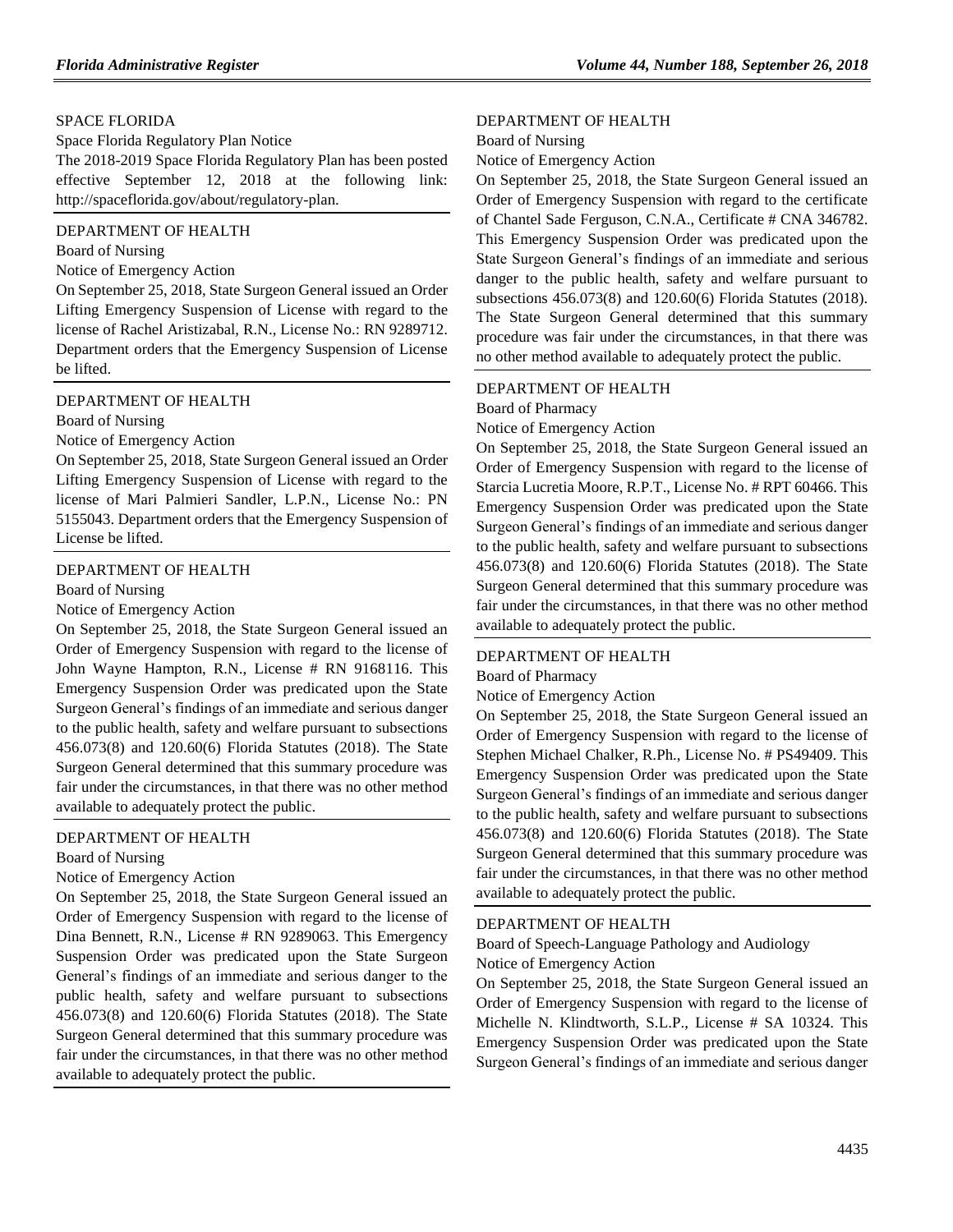SPACE FLORIDA

Space Florida Regulatory Plan Notice

The 2018-2019 Space Florida Regulatory Plan has been posted effective September 12, 2018 at the following link: http://spaceflorida.gov/about/regulatory-plan.

---

DEPARTMENT OF HEALTH

Board of Nursing

Notice of Emergency Action

On September 25, 2018, State Surgeon General issued an Order Lifting Emergency Suspension of License with regard to the license of Rachel Aristizabal, R.N., License No.: RN 9289712. Department orders that the Emergency Suspension of License be lifted.

---

DEPARTMENT OF HEALTH

Board of Nursing

Notice of Emergency Action

On September 25, 2018, State Surgeon General issued an Order Lifting Emergency Suspension of License with regard to the license of Mari Palmieri Sandler, L.P.N., License No.: PN 5155043. Department orders that the Emergency Suspension of License be lifted.

---

DEPARTMENT OF HEALTH

Board of Nursing

Notice of Emergency Action

On September 25, 2018, the State Surgeon General issued an Order of Emergency Suspension with regard to the license of John Wayne Hampton, R.N., License # RN 9168116. This Emergency Suspension Order was predicated upon the State Surgeon General's findings of an immediate and serious danger to the public health, safety and welfare pursuant to subsections 456.073(8) and 120.60(6) Florida Statutes (2018). The State Surgeon General determined that this summary procedure was fair under the circumstances, in that there was no other method available to adequately protect the public.

---

DEPARTMENT OF HEALTH

Board of Nursing

Notice of Emergency Action

On September 25, 2018, the State Surgeon General issued an Order of Emergency Suspension with regard to the license of Dina Bennett, R.N., License # RN 9289063. This Emergency Suspension Order was predicated upon the State Surgeon General's findings of an immediate and serious danger to the public health, safety and welfare pursuant to subsections 456.073(8) and 120.60(6) Florida Statutes (2018). The State Surgeon General determined that this summary procedure was fair under the circumstances, in that there was no other method available to adequately protect the public.

---

DEPARTMENT OF HEALTH

Board of Nursing

Notice of Emergency Action

On September 25, 2018, the State Surgeon General issued an Order of Emergency Suspension with regard to the certificate of Chantel Sade Ferguson, C.N.A., Certificate # CNA 346782. This Emergency Suspension Order was predicated upon the State Surgeon General's findings of an immediate and serious danger to the public health, safety and welfare pursuant to subsections 456.073(8) and 120.60(6) Florida Statutes (2018). The State Surgeon General determined that this summary procedure was fair under the circumstances, in that there was no other method available to adequately protect the public.

---

DEPARTMENT OF HEALTH

Board of Pharmacy

Notice of Emergency Action

On September 25, 2018, the State Surgeon General issued an Order of Emergency Suspension with regard to the license of Starcia Lucretia Moore, R.P.T., License No. # RPT 60466. This Emergency Suspension Order was predicated upon the State Surgeon General's findings of an immediate and serious danger to the public health, safety and welfare pursuant to subsections 456.073(8) and 120.60(6) Florida Statutes (2018). The State Surgeon General determined that this summary procedure was fair under the circumstances, in that there was no other method available to adequately protect the public.

---

DEPARTMENT OF HEALTH

Board of Pharmacy

Notice of Emergency Action

On September 25, 2018, the State Surgeon General issued an Order of Emergency Suspension with regard to the license of Stephen Michael Chalker, R.Ph., License No. # PS49409. This Emergency Suspension Order was predicated upon the State Surgeon General's findings of an immediate and serious danger to the public health, safety and welfare pursuant to subsections 456.073(8) and 120.60(6) Florida Statutes (2018). The State Surgeon General determined that this summary procedure was fair under the circumstances, in that there was no other method available to adequately protect the public.

---

DEPARTMENT OF HEALTH

Board of Speech-Language Pathology and Audiology

Notice of Emergency Action

On September 25, 2018, the State Surgeon General issued an Order of Emergency Suspension with regard to the license of Michelle N. Klindtworth, S.L.P., License # SA 10324. This Emergency Suspension Order was predicated upon the State Surgeon General's findings of an immediate and serious danger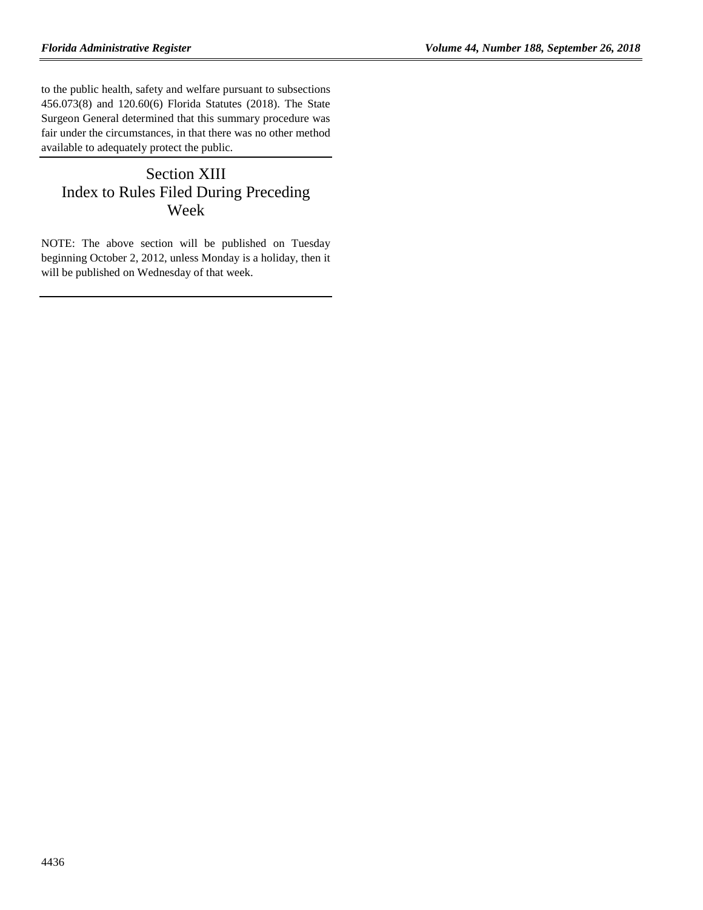to the public health, safety and welfare pursuant to subsections 456.073(8) and 120.60(6) Florida Statutes (2018). The State Surgeon General determined that this summary procedure was fair under the circumstances, in that there was no other method available to adequately protect the public.

# Section XIII
# Index to Rules Filed During Preceding Week

NOTE: The above section will be published on Tuesday beginning October 2, 2012, unless Monday is a holiday, then it will be published on Wednesday of that week.